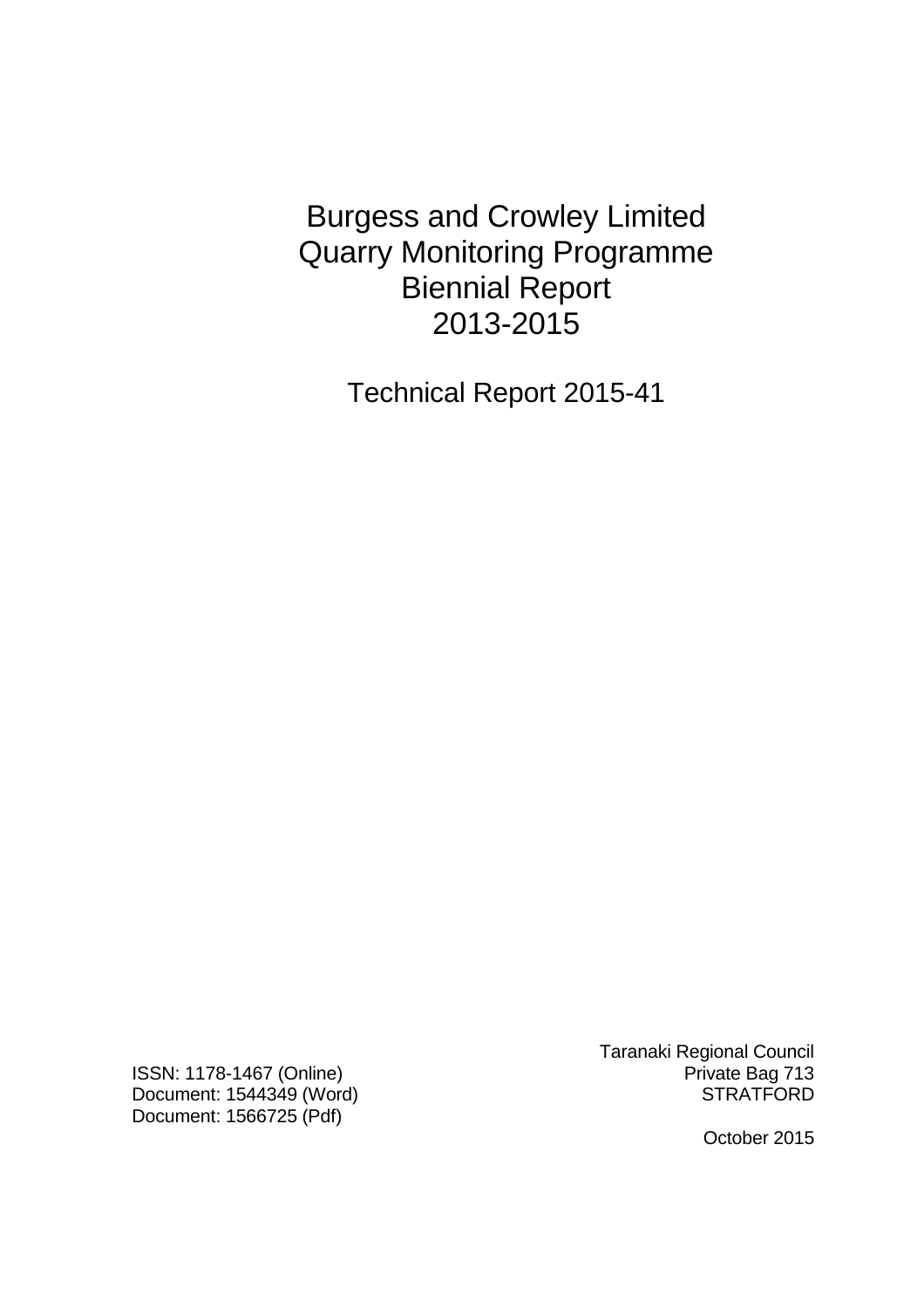# Burgess and Crowley Limited Quarry Monitoring Programme Biennial Report 2013-2015

## Technical Report 2015-41

ISSN: 1178-1467 (Online)
Document: 1544349 (Word)
Document: 1566725 (Pdf)

Taranaki Regional Council
Private Bag 713
STRATFORD

October 2015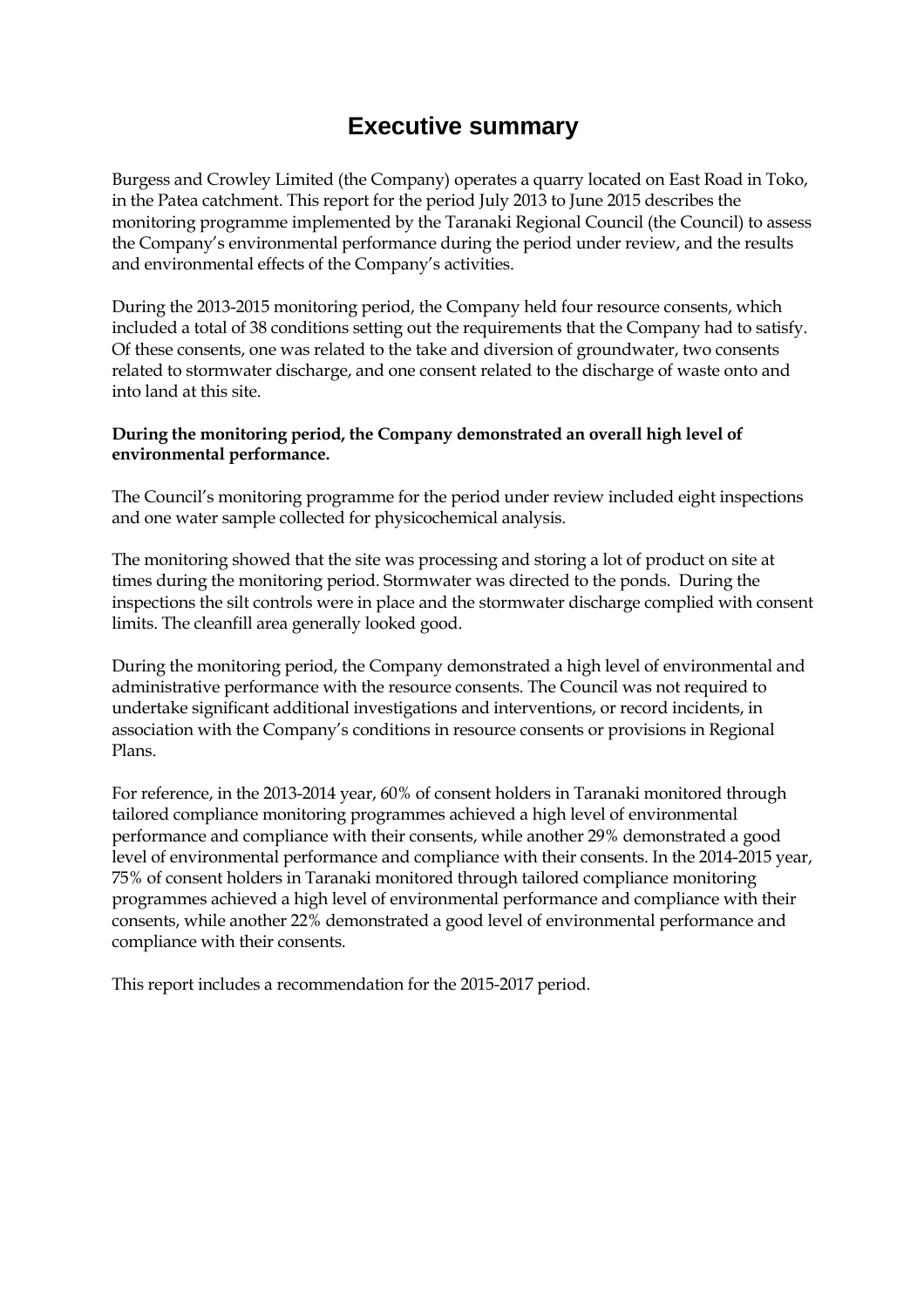# Executive summary

Burgess and Crowley Limited (the Company) operates a quarry located on East Road in Toko, in the Patea catchment. This report for the period July 2013 to June 2015 describes the monitoring programme implemented by the Taranaki Regional Council (the Council) to assess the Company's environmental performance during the period under review, and the results and environmental effects of the Company's activities.

During the 2013-2015 monitoring period, the Company held four resource consents, which included a total of 38 conditions setting out the requirements that the Company had to satisfy. Of these consents, one was related to the take and diversion of groundwater, two consents related to stormwater discharge, and one consent related to the discharge of waste onto and into land at this site.

**During the monitoring period, the Company demonstrated an overall high level of environmental performance.**

The Council's monitoring programme for the period under review included eight inspections and one water sample collected for physicochemical analysis.

The monitoring showed that the site was processing and storing a lot of product on site at times during the monitoring period. Stormwater was directed to the ponds. During the inspections the silt controls were in place and the stormwater discharge complied with consent limits. The cleanfill area generally looked good.

During the monitoring period, the Company demonstrated a high level of environmental and administrative performance with the resource consents. The Council was not required to undertake significant additional investigations and interventions, or record incidents, in association with the Company's conditions in resource consents or provisions in Regional Plans.

For reference, in the 2013-2014 year, 60% of consent holders in Taranaki monitored through tailored compliance monitoring programmes achieved a high level of environmental performance and compliance with their consents, while another 29% demonstrated a good level of environmental performance and compliance with their consents. In the 2014-2015 year, 75% of consent holders in Taranaki monitored through tailored compliance monitoring programmes achieved a high level of environmental performance and compliance with their consents, while another 22% demonstrated a good level of environmental performance and compliance with their consents.

This report includes a recommendation for the 2015-2017 period.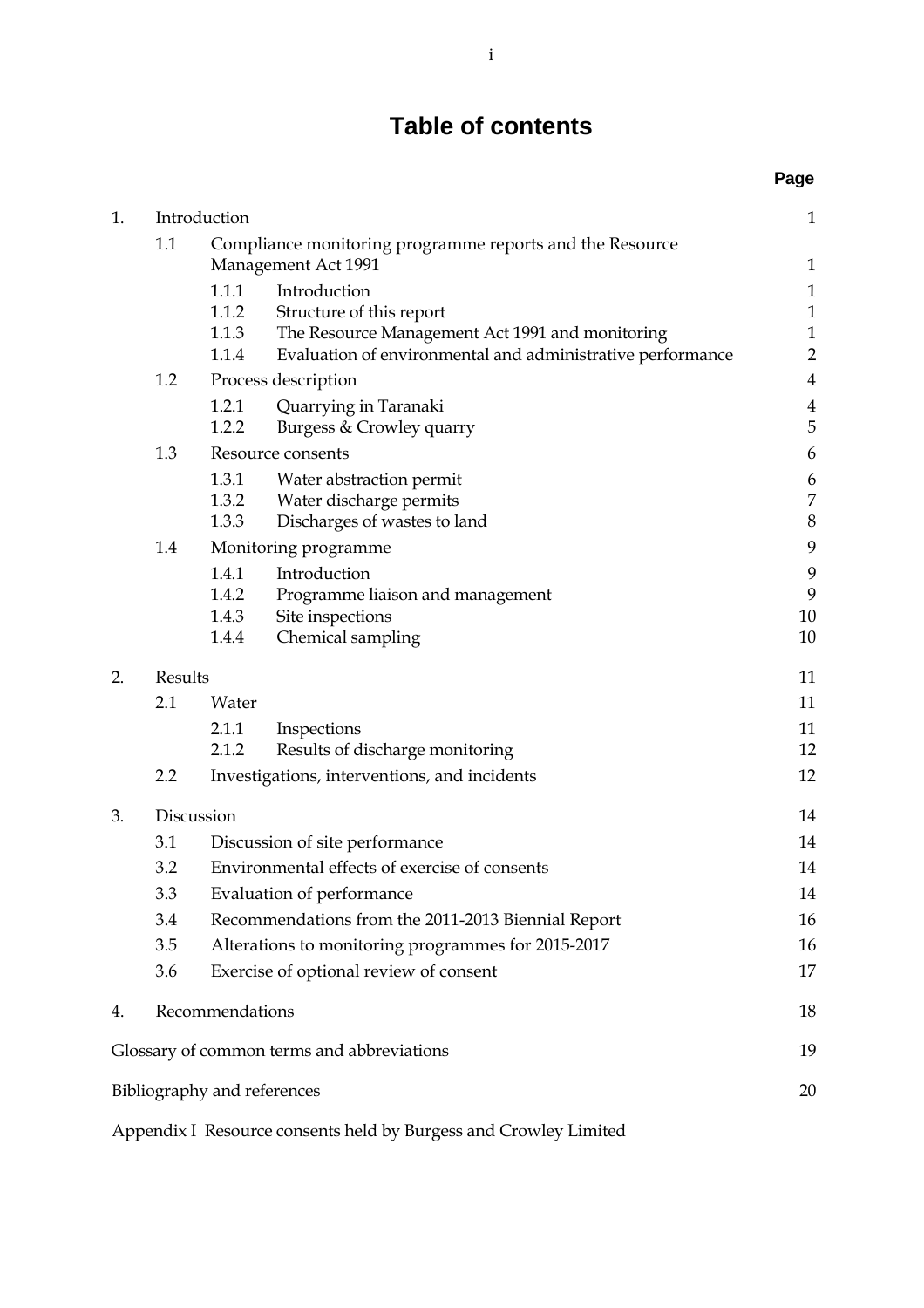# Table of contents

| | | | | Page |
|---|---|---|---|---|
| 1. | Introduction | | | 1 |
| | 1.1 | Compliance monitoring programme reports and the Resource Management Act 1991 | | 1 |
| | | 1.1.1 | Introduction | 1 |
| | | 1.1.2 | Structure of this report | 1 |
| | | 1.1.3 | The Resource Management Act 1991 and monitoring | 1 |
| | | 1.1.4 | Evaluation of environmental and administrative performance | 2 |
| | 1.2 | Process description | | 4 |
| | | 1.2.1 | Quarrying in Taranaki | 4 |
| | | 1.2.2 | Burgess & Crowley quarry | 5 |
| | 1.3 | Resource consents | | 6 |
| | | 1.3.1 | Water abstraction permit | 6 |
| | | 1.3.2 | Water discharge permits | 7 |
| | | 1.3.3 | Discharges of wastes to land | 8 |
| | 1.4 | Monitoring programme | | 9 |
| | | 1.4.1 | Introduction | 9 |
| | | 1.4.2 | Programme liaison and management | 9 |
| | | 1.4.3 | Site inspections | 10 |
| | | 1.4.4 | Chemical sampling | 10 |
| 2. | Results | | | 11 |
| | 2.1 | Water | | 11 |
| | | 2.1.1 | Inspections | 11 |
| | | 2.1.2 | Results of discharge monitoring | 12 |
| | 2.2 | Investigations, interventions, and incidents | | 12 |
| 3. | Discussion | | | 14 |
| | 3.1 | Discussion of site performance | | 14 |
| | 3.2 | Environmental effects of exercise of consents | | 14 |
| | 3.3 | Evaluation of performance | | 14 |
| | 3.4 | Recommendations from the 2011-2013 Biennial Report | | 16 |
| | 3.5 | Alterations to monitoring programmes for 2015-2017 | | 16 |
| | 3.6 | Exercise of optional review of consent | | 17 |
| 4. | Recommendations | | | 18 |
| Glossary of common terms and abbreviations | | | | 19 |
| Bibliography and references | | | | 20 |
| Appendix I Resource consents held by Burgess and Crowley Limited | | | | |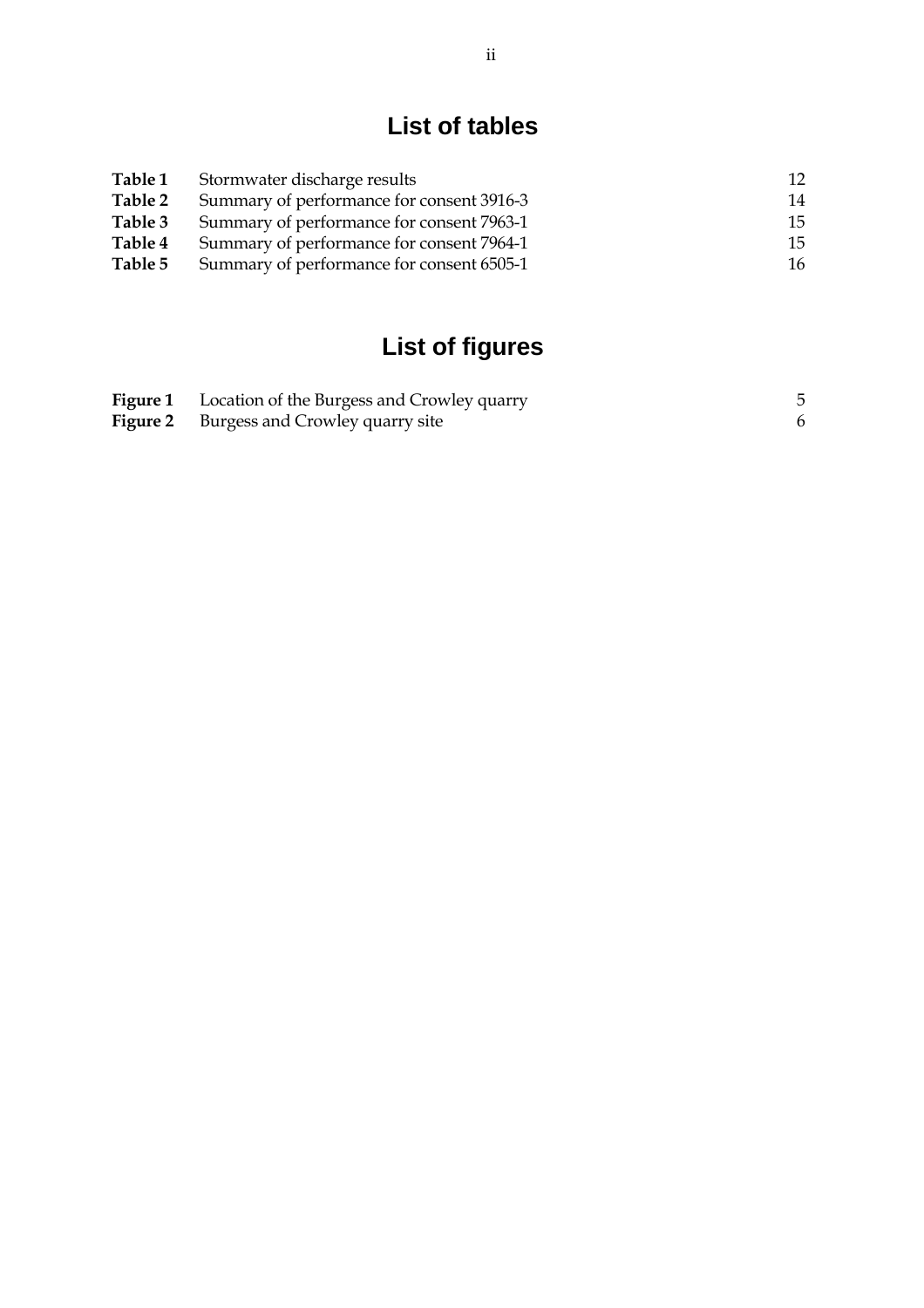# List of tables

| | | |
|---|---|---|
| **Table 1** | Stormwater discharge results | 12 |
| **Table 2** | Summary of performance for consent 3916-3 | 14 |
| **Table 3** | Summary of performance for consent 7963-1 | 15 |
| **Table 4** | Summary of performance for consent 7964-1 | 15 |
| **Table 5** | Summary of performance for consent 6505-1 | 16 |

# List of figures

| | | |
|---|---|---|
| **Figure 1** | Location of the Burgess and Crowley quarry | 5 |
| **Figure 2** | Burgess and Crowley quarry site | 6 |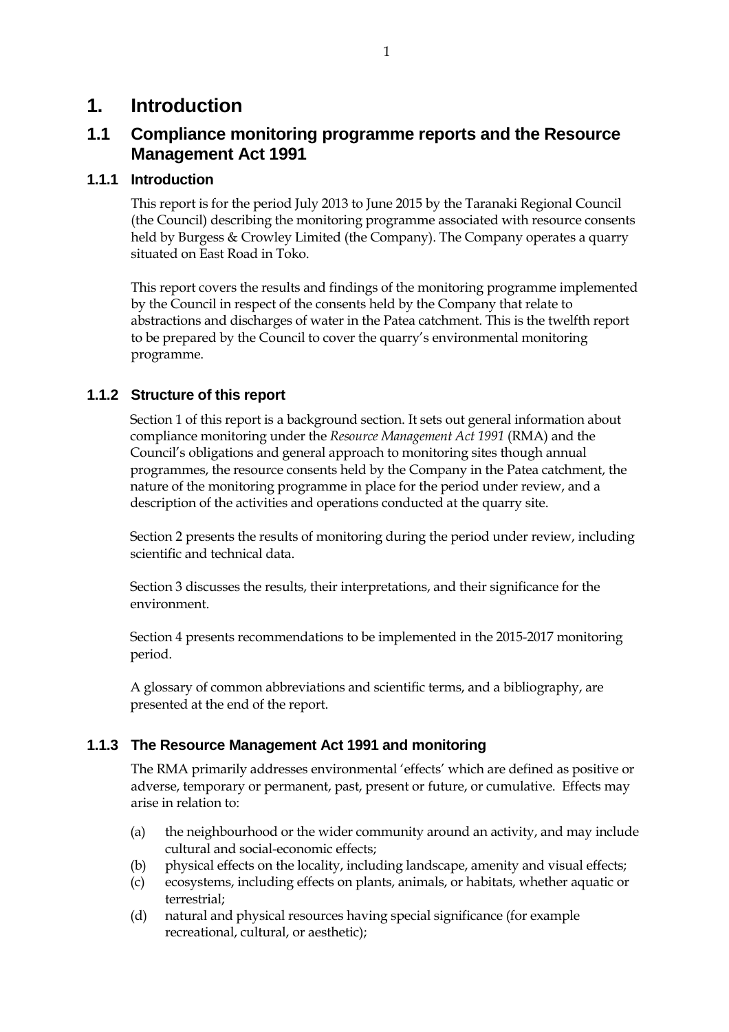# 1. Introduction

## 1.1 Compliance monitoring programme reports and the Resource Management Act 1991

### 1.1.1 Introduction

This report is for the period July 2013 to June 2015 by the Taranaki Regional Council (the Council) describing the monitoring programme associated with resource consents held by Burgess & Crowley Limited (the Company). The Company operates a quarry situated on East Road in Toko.

This report covers the results and findings of the monitoring programme implemented by the Council in respect of the consents held by the Company that relate to abstractions and discharges of water in the Patea catchment. This is the twelfth report to be prepared by the Council to cover the quarry's environmental monitoring programme.

### 1.1.2 Structure of this report

Section 1 of this report is a background section. It sets out general information about compliance monitoring under the *Resource Management Act 1991* (RMA) and the Council's obligations and general approach to monitoring sites though annual programmes, the resource consents held by the Company in the Patea catchment, the nature of the monitoring programme in place for the period under review, and a description of the activities and operations conducted at the quarry site.

Section 2 presents the results of monitoring during the period under review, including scientific and technical data.

Section 3 discusses the results, their interpretations, and their significance for the environment.

Section 4 presents recommendations to be implemented in the 2015-2017 monitoring period.

A glossary of common abbreviations and scientific terms, and a bibliography, are presented at the end of the report.

### 1.1.3 The Resource Management Act 1991 and monitoring

The RMA primarily addresses environmental 'effects' which are defined as positive or adverse, temporary or permanent, past, present or future, or cumulative. Effects may arise in relation to:

(a) the neighbourhood or the wider community around an activity, and may include cultural and social-economic effects;
(b) physical effects on the locality, including landscape, amenity and visual effects;
(c) ecosystems, including effects on plants, animals, or habitats, whether aquatic or terrestrial;
(d) natural and physical resources having special significance (for example recreational, cultural, or aesthetic);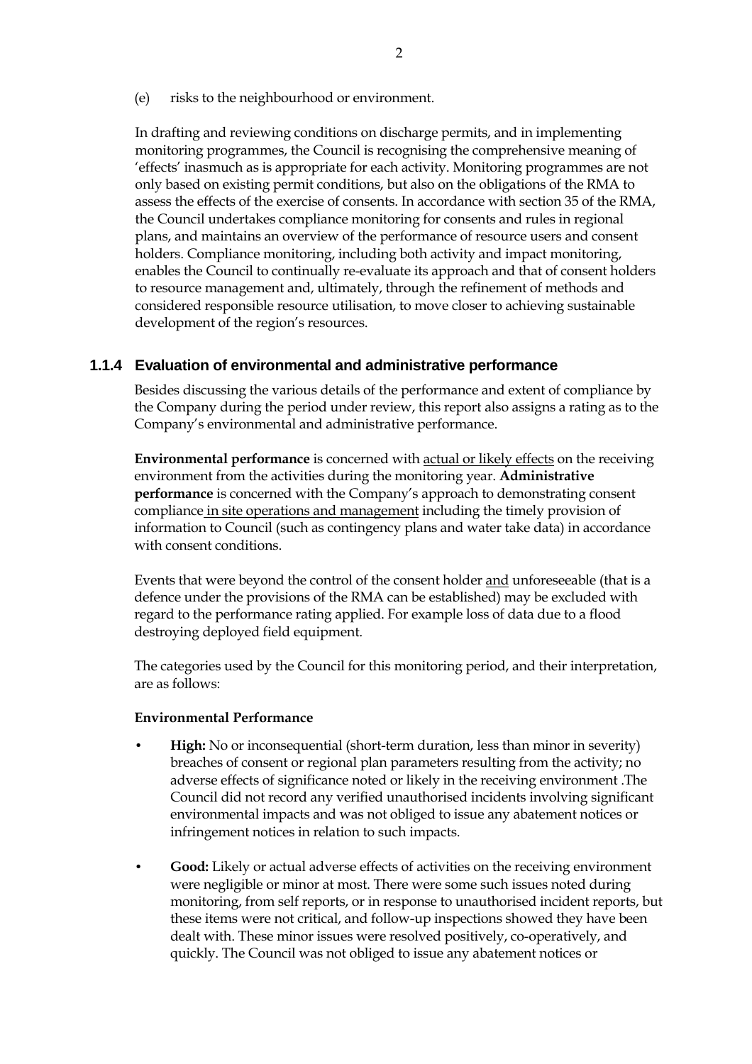(e) risks to the neighbourhood or environment.

In drafting and reviewing conditions on discharge permits, and in implementing monitoring programmes, the Council is recognising the comprehensive meaning of 'effects' inasmuch as is appropriate for each activity. Monitoring programmes are not only based on existing permit conditions, but also on the obligations of the RMA to assess the effects of the exercise of consents. In accordance with section 35 of the RMA, the Council undertakes compliance monitoring for consents and rules in regional plans, and maintains an overview of the performance of resource users and consent holders. Compliance monitoring, including both activity and impact monitoring, enables the Council to continually re-evaluate its approach and that of consent holders to resource management and, ultimately, through the refinement of methods and considered responsible resource utilisation, to move closer to achieving sustainable development of the region's resources.

### 1.1.4 Evaluation of environmental and administrative performance

Besides discussing the various details of the performance and extent of compliance by the Company during the period under review, this report also assigns a rating as to the Company's environmental and administrative performance.

**Environmental performance** is concerned with actual or likely effects on the receiving environment from the activities during the monitoring year. **Administrative performance** is concerned with the Company's approach to demonstrating consent compliance in site operations and management including the timely provision of information to Council (such as contingency plans and water take data) in accordance with consent conditions.

Events that were beyond the control of the consent holder and unforeseeable (that is a defence under the provisions of the RMA can be established) may be excluded with regard to the performance rating applied. For example loss of data due to a flood destroying deployed field equipment.

The categories used by the Council for this monitoring period, and their interpretation, are as follows:

**Environmental Performance**

- **High:** No or inconsequential (short-term duration, less than minor in severity) breaches of consent or regional plan parameters resulting from the activity; no adverse effects of significance noted or likely in the receiving environment .The Council did not record any verified unauthorised incidents involving significant environmental impacts and was not obliged to issue any abatement notices or infringement notices in relation to such impacts.
- **Good:** Likely or actual adverse effects of activities on the receiving environment were negligible or minor at most. There were some such issues noted during monitoring, from self reports, or in response to unauthorised incident reports, but these items were not critical, and follow-up inspections showed they have been dealt with. These minor issues were resolved positively, co-operatively, and quickly. The Council was not obliged to issue any abatement notices or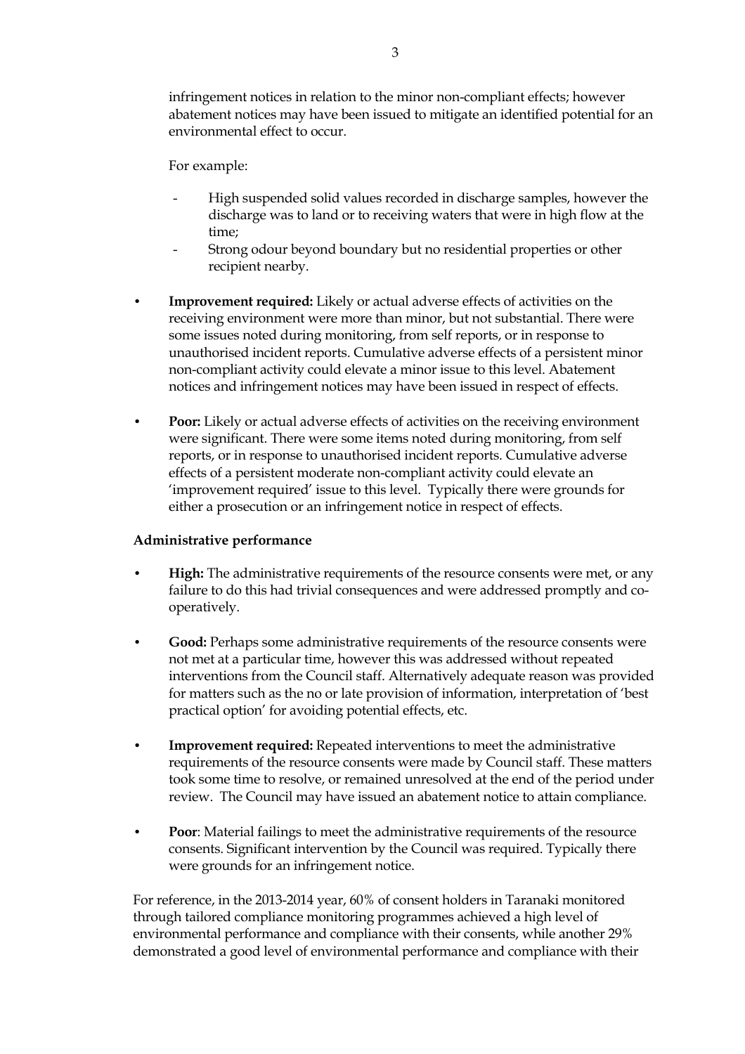infringement notices in relation to the minor non-compliant effects; however abatement notices may have been issued to mitigate an identified potential for an environmental effect to occur.

For example:

- High suspended solid values recorded in discharge samples, however the discharge was to land or to receiving waters that were in high flow at the time;
- Strong odour beyond boundary but no residential properties or other recipient nearby.

- **Improvement required:** Likely or actual adverse effects of activities on the receiving environment were more than minor, but not substantial. There were some issues noted during monitoring, from self reports, or in response to unauthorised incident reports. Cumulative adverse effects of a persistent minor non-compliant activity could elevate a minor issue to this level. Abatement notices and infringement notices may have been issued in respect of effects.

- **Poor:** Likely or actual adverse effects of activities on the receiving environment were significant. There were some items noted during monitoring, from self reports, or in response to unauthorised incident reports. Cumulative adverse effects of a persistent moderate non-compliant activity could elevate an 'improvement required' issue to this level. Typically there were grounds for either a prosecution or an infringement notice in respect of effects.

**Administrative performance**

- **High:** The administrative requirements of the resource consents were met, or any failure to do this had trivial consequences and were addressed promptly and co-operatively.

- **Good:** Perhaps some administrative requirements of the resource consents were not met at a particular time, however this was addressed without repeated interventions from the Council staff. Alternatively adequate reason was provided for matters such as the no or late provision of information, interpretation of 'best practical option' for avoiding potential effects, etc.

- **Improvement required:** Repeated interventions to meet the administrative requirements of the resource consents were made by Council staff. These matters took some time to resolve, or remained unresolved at the end of the period under review. The Council may have issued an abatement notice to attain compliance.

- **Poor**: Material failings to meet the administrative requirements of the resource consents. Significant intervention by the Council was required. Typically there were grounds for an infringement notice.

For reference, in the 2013-2014 year, 60% of consent holders in Taranaki monitored through tailored compliance monitoring programmes achieved a high level of environmental performance and compliance with their consents, while another 29% demonstrated a good level of environmental performance and compliance with their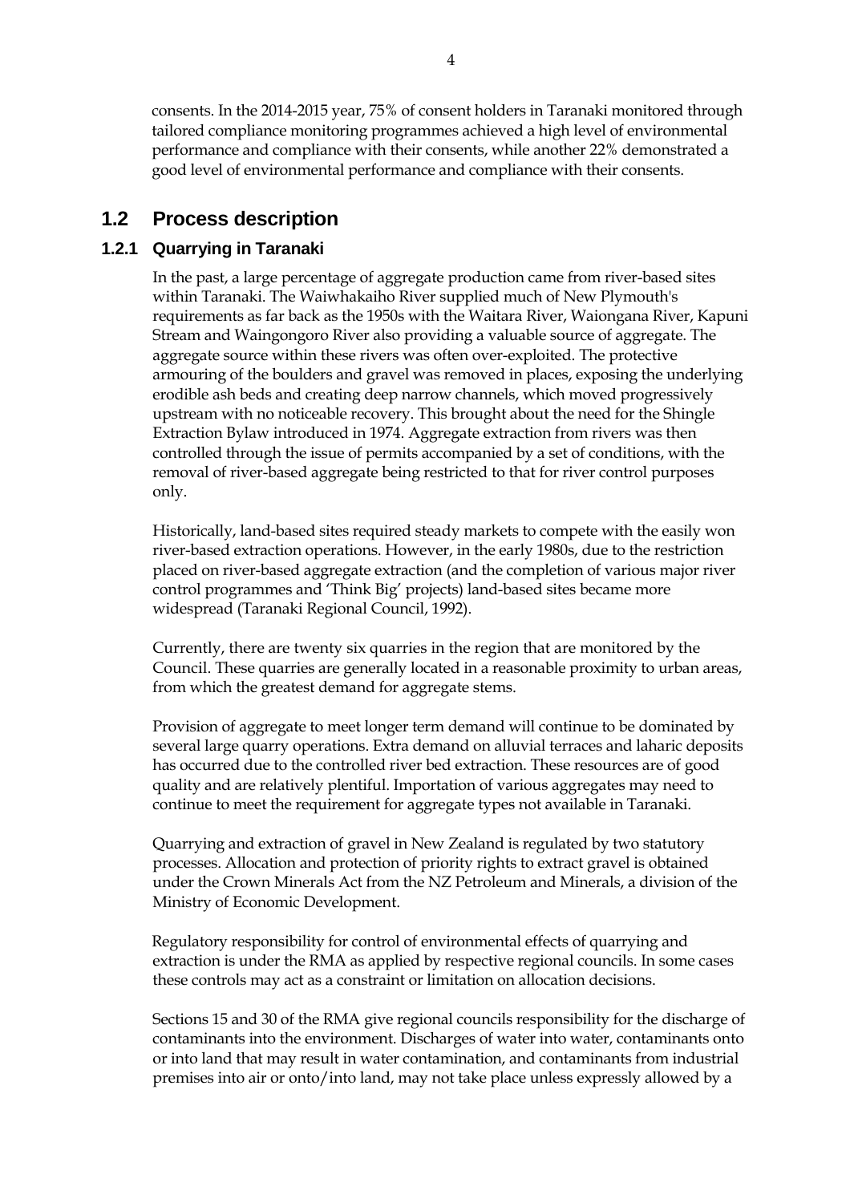consents. In the 2014-2015 year, 75% of consent holders in Taranaki monitored through tailored compliance monitoring programmes achieved a high level of environmental performance and compliance with their consents, while another 22% demonstrated a good level of environmental performance and compliance with their consents.

## 1.2 Process description

### 1.2.1 Quarrying in Taranaki

In the past, a large percentage of aggregate production came from river-based sites within Taranaki. The Waiwhakaiho River supplied much of New Plymouth's requirements as far back as the 1950s with the Waitara River, Waiongana River, Kapuni Stream and Waingongoro River also providing a valuable source of aggregate. The aggregate source within these rivers was often over-exploited. The protective armouring of the boulders and gravel was removed in places, exposing the underlying erodible ash beds and creating deep narrow channels, which moved progressively upstream with no noticeable recovery. This brought about the need for the Shingle Extraction Bylaw introduced in 1974. Aggregate extraction from rivers was then controlled through the issue of permits accompanied by a set of conditions, with the removal of river-based aggregate being restricted to that for river control purposes only.

Historically, land-based sites required steady markets to compete with the easily won river-based extraction operations. However, in the early 1980s, due to the restriction placed on river-based aggregate extraction (and the completion of various major river control programmes and 'Think Big' projects) land-based sites became more widespread (Taranaki Regional Council, 1992).

Currently, there are twenty six quarries in the region that are monitored by the Council. These quarries are generally located in a reasonable proximity to urban areas, from which the greatest demand for aggregate stems.

Provision of aggregate to meet longer term demand will continue to be dominated by several large quarry operations. Extra demand on alluvial terraces and laharic deposits has occurred due to the controlled river bed extraction. These resources are of good quality and are relatively plentiful. Importation of various aggregates may need to continue to meet the requirement for aggregate types not available in Taranaki.

Quarrying and extraction of gravel in New Zealand is regulated by two statutory processes. Allocation and protection of priority rights to extract gravel is obtained under the Crown Minerals Act from the NZ Petroleum and Minerals, a division of the Ministry of Economic Development.

Regulatory responsibility for control of environmental effects of quarrying and extraction is under the RMA as applied by respective regional councils. In some cases these controls may act as a constraint or limitation on allocation decisions.

Sections 15 and 30 of the RMA give regional councils responsibility for the discharge of contaminants into the environment. Discharges of water into water, contaminants onto or into land that may result in water contamination, and contaminants from industrial premises into air or onto/into land, may not take place unless expressly allowed by a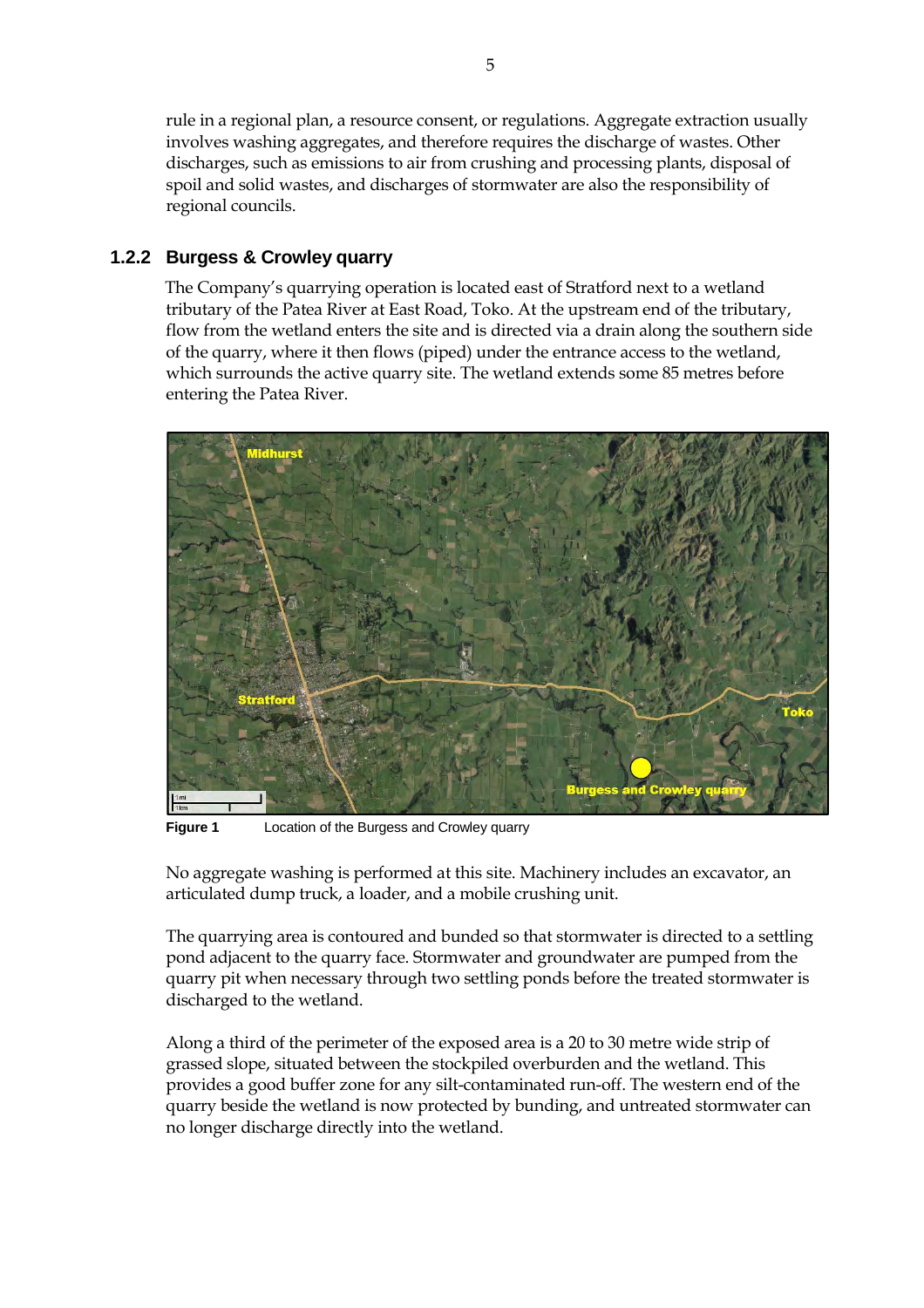rule in a regional plan, a resource consent, or regulations. Aggregate extraction usually involves washing aggregates, and therefore requires the discharge of wastes. Other discharges, such as emissions to air from crushing and processing plants, disposal of spoil and solid wastes, and discharges of stormwater are also the responsibility of regional councils.

### 1.2.2 Burgess & Crowley quarry

The Company's quarrying operation is located east of Stratford next to a wetland tributary of the Patea River at East Road, Toko. At the upstream end of the tributary, flow from the wetland enters the site and is directed via a drain along the southern side of the quarry, where it then flows (piped) under the entrance access to the wetland, which surrounds the active quarry site. The wetland extends some 85 metres before entering the Patea River.

**Figure 1** Location of the Burgess and Crowley quarry

No aggregate washing is performed at this site. Machinery includes an excavator, an articulated dump truck, a loader, and a mobile crushing unit.

The quarrying area is contoured and bunded so that stormwater is directed to a settling pond adjacent to the quarry face. Stormwater and groundwater are pumped from the quarry pit when necessary through two settling ponds before the treated stormwater is discharged to the wetland.

Along a third of the perimeter of the exposed area is a 20 to 30 metre wide strip of grassed slope, situated between the stockpiled overburden and the wetland. This provides a good buffer zone for any silt-contaminated run-off. The western end of the quarry beside the wetland is now protected by bunding, and untreated stormwater can no longer discharge directly into the wetland.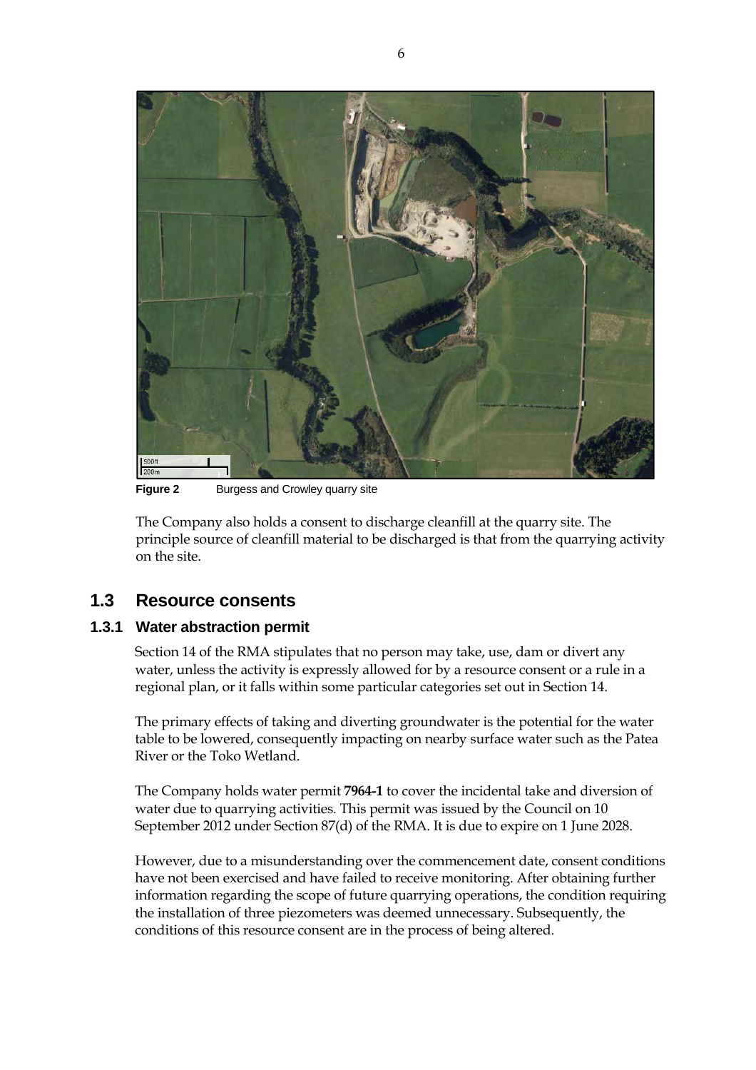**Figure 2** Burgess and Crowley quarry site

The Company also holds a consent to discharge cleanfill at the quarry site. The principle source of cleanfill material to be discharged is that from the quarrying activity on the site.

## 1.3 Resource consents

### 1.3.1 Water abstraction permit

Section 14 of the RMA stipulates that no person may take, use, dam or divert any water, unless the activity is expressly allowed for by a resource consent or a rule in a regional plan, or it falls within some particular categories set out in Section 14.

The primary effects of taking and diverting groundwater is the potential for the water table to be lowered, consequently impacting on nearby surface water such as the Patea River or the Toko Wetland.

The Company holds water permit **7964-1** to cover the incidental take and diversion of water due to quarrying activities. This permit was issued by the Council on 10 September 2012 under Section 87(d) of the RMA. It is due to expire on 1 June 2028.

However, due to a misunderstanding over the commencement date, consent conditions have not been exercised and have failed to receive monitoring. After obtaining further information regarding the scope of future quarrying operations, the condition requiring the installation of three piezometers was deemed unnecessary. Subsequently, the conditions of this resource consent are in the process of being altered.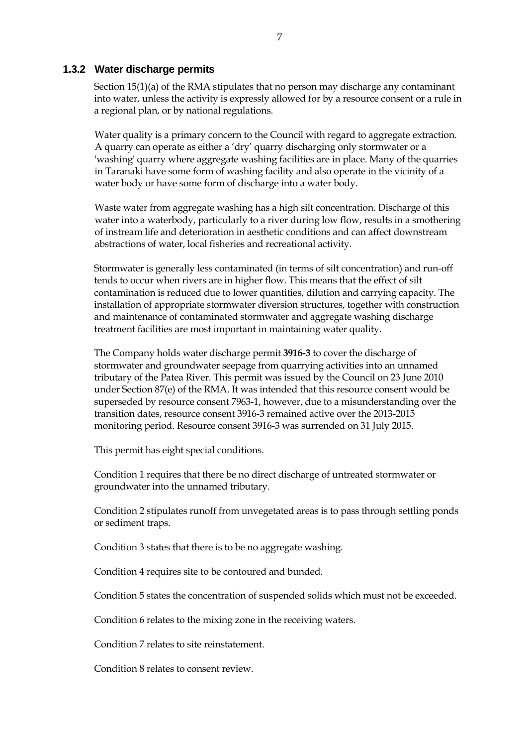### 1.3.2 Water discharge permits

Section 15(1)(a) of the RMA stipulates that no person may discharge any contaminant into water, unless the activity is expressly allowed for by a resource consent or a rule in a regional plan, or by national regulations.

Water quality is a primary concern to the Council with regard to aggregate extraction. A quarry can operate as either a 'dry' quarry discharging only stormwater or a 'washing' quarry where aggregate washing facilities are in place. Many of the quarries in Taranaki have some form of washing facility and also operate in the vicinity of a water body or have some form of discharge into a water body.

Waste water from aggregate washing has a high silt concentration. Discharge of this water into a waterbody, particularly to a river during low flow, results in a smothering of instream life and deterioration in aesthetic conditions and can affect downstream abstractions of water, local fisheries and recreational activity.

Stormwater is generally less contaminated (in terms of silt concentration) and run-off tends to occur when rivers are in higher flow. This means that the effect of silt contamination is reduced due to lower quantities, dilution and carrying capacity. The installation of appropriate stormwater diversion structures, together with construction and maintenance of contaminated stormwater and aggregate washing discharge treatment facilities are most important in maintaining water quality.

The Company holds water discharge permit **3916-3** to cover the discharge of stormwater and groundwater seepage from quarrying activities into an unnamed tributary of the Patea River. This permit was issued by the Council on 23 June 2010 under Section 87(e) of the RMA. It was intended that this resource consent would be superseded by resource consent 7963-1, however, due to a misunderstanding over the transition dates, resource consent 3916-3 remained active over the 2013-2015 monitoring period. Resource consent 3916-3 was surrendered on 31 July 2015.

This permit has eight special conditions.

Condition 1 requires that there be no direct discharge of untreated stormwater or groundwater into the unnamed tributary.

Condition 2 stipulates runoff from unvegetated areas is to pass through settling ponds or sediment traps.

Condition 3 states that there is to be no aggregate washing.

Condition 4 requires site to be contoured and bunded.

Condition 5 states the concentration of suspended solids which must not be exceeded.

Condition 6 relates to the mixing zone in the receiving waters.

Condition 7 relates to site reinstatement.

Condition 8 relates to consent review.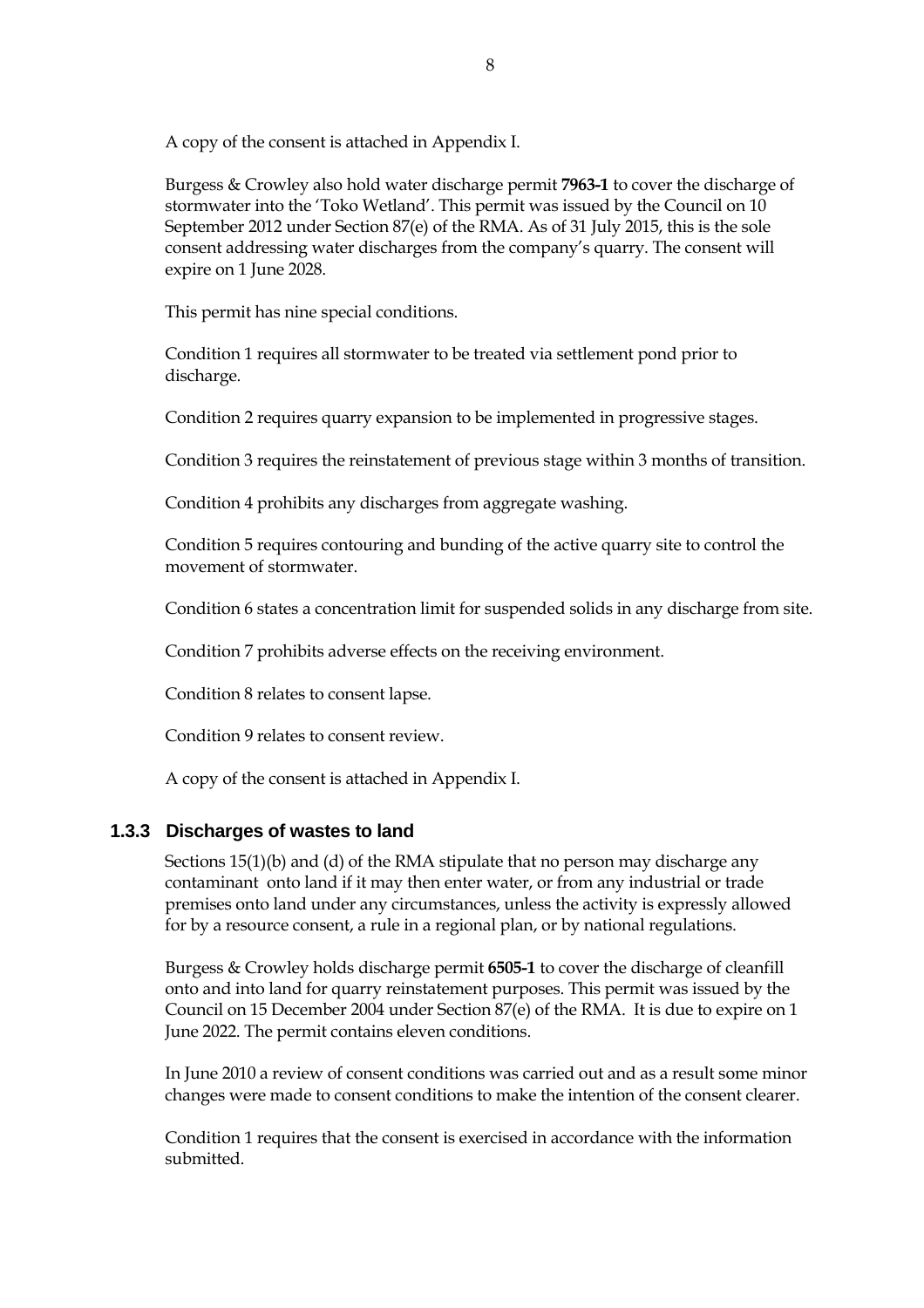A copy of the consent is attached in Appendix I.

Burgess & Crowley also hold water discharge permit **7963-1** to cover the discharge of stormwater into the 'Toko Wetland'. This permit was issued by the Council on 10 September 2012 under Section 87(e) of the RMA. As of 31 July 2015, this is the sole consent addressing water discharges from the company's quarry. The consent will expire on 1 June 2028.

This permit has nine special conditions.

Condition 1 requires all stormwater to be treated via settlement pond prior to discharge.

Condition 2 requires quarry expansion to be implemented in progressive stages.

Condition 3 requires the reinstatement of previous stage within 3 months of transition.

Condition 4 prohibits any discharges from aggregate washing.

Condition 5 requires contouring and bunding of the active quarry site to control the movement of stormwater.

Condition 6 states a concentration limit for suspended solids in any discharge from site.

Condition 7 prohibits adverse effects on the receiving environment.

Condition 8 relates to consent lapse.

Condition 9 relates to consent review.

A copy of the consent is attached in Appendix I.

### 1.3.3 Discharges of wastes to land

Sections 15(1)(b) and (d) of the RMA stipulate that no person may discharge any contaminant onto land if it may then enter water, or from any industrial or trade premises onto land under any circumstances, unless the activity is expressly allowed for by a resource consent, a rule in a regional plan, or by national regulations.

Burgess & Crowley holds discharge permit **6505-1** to cover the discharge of cleanfill onto and into land for quarry reinstatement purposes. This permit was issued by the Council on 15 December 2004 under Section 87(e) of the RMA. It is due to expire on 1 June 2022. The permit contains eleven conditions.

In June 2010 a review of consent conditions was carried out and as a result some minor changes were made to consent conditions to make the intention of the consent clearer.

Condition 1 requires that the consent is exercised in accordance with the information submitted.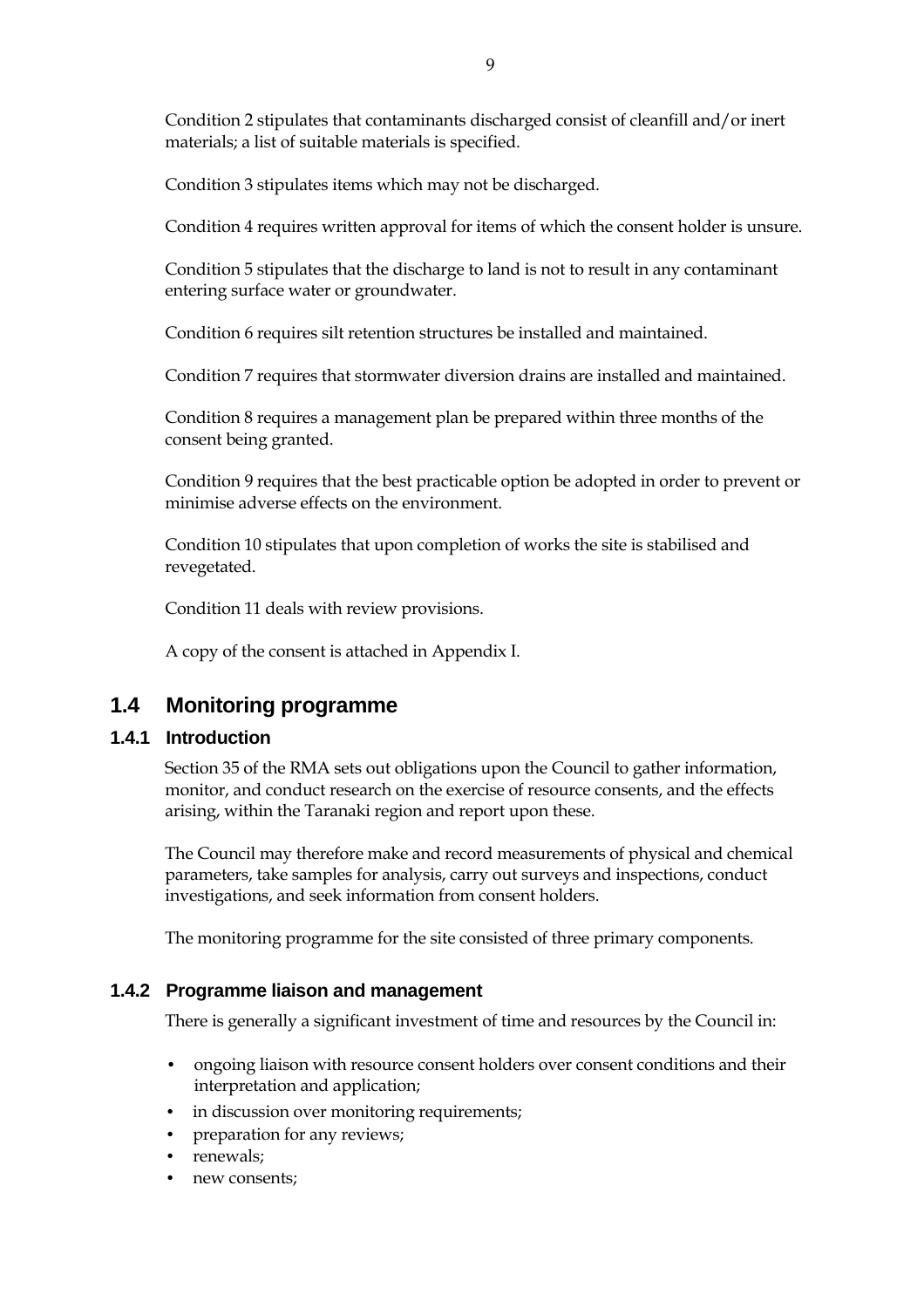Condition 2 stipulates that contaminants discharged consist of cleanfill and/or inert materials; a list of suitable materials is specified.

Condition 3 stipulates items which may not be discharged.

Condition 4 requires written approval for items of which the consent holder is unsure.

Condition 5 stipulates that the discharge to land is not to result in any contaminant entering surface water or groundwater.

Condition 6 requires silt retention structures be installed and maintained.

Condition 7 requires that stormwater diversion drains are installed and maintained.

Condition 8 requires a management plan be prepared within three months of the consent being granted.

Condition 9 requires that the best practicable option be adopted in order to prevent or minimise adverse effects on the environment.

Condition 10 stipulates that upon completion of works the site is stabilised and revegetated.

Condition 11 deals with review provisions.

A copy of the consent is attached in Appendix I.

## 1.4 Monitoring programme

### 1.4.1 Introduction

Section 35 of the RMA sets out obligations upon the Council to gather information, monitor, and conduct research on the exercise of resource consents, and the effects arising, within the Taranaki region and report upon these.

The Council may therefore make and record measurements of physical and chemical parameters, take samples for analysis, carry out surveys and inspections, conduct investigations, and seek information from consent holders.

The monitoring programme for the site consisted of three primary components.

### 1.4.2 Programme liaison and management

There is generally a significant investment of time and resources by the Council in:

- ongoing liaison with resource consent holders over consent conditions and their interpretation and application;
- in discussion over monitoring requirements;
- preparation for any reviews;
- renewals;
- new consents;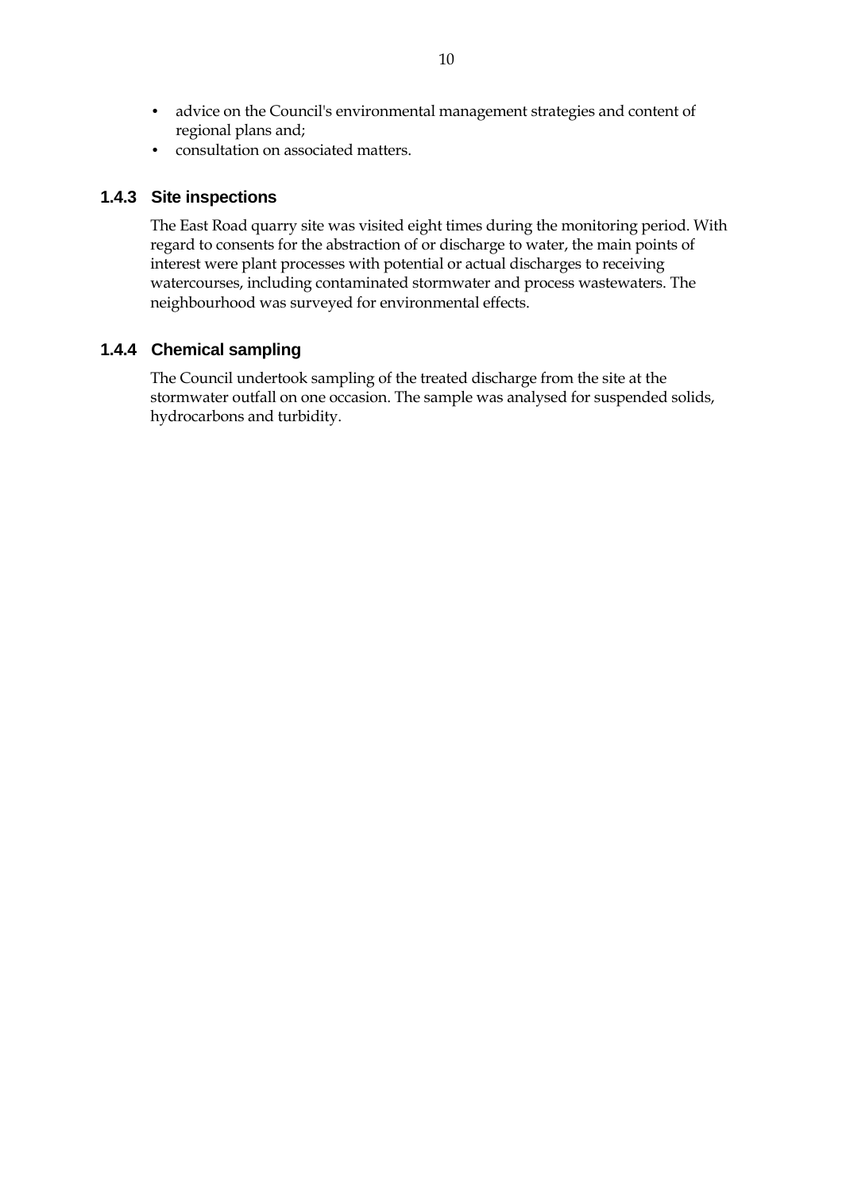- advice on the Council's environmental management strategies and content of regional plans and;
- consultation on associated matters.

### 1.4.3 Site inspections

The East Road quarry site was visited eight times during the monitoring period. With regard to consents for the abstraction of or discharge to water, the main points of interest were plant processes with potential or actual discharges to receiving watercourses, including contaminated stormwater and process wastewaters. The neighbourhood was surveyed for environmental effects.

### 1.4.4 Chemical sampling

The Council undertook sampling of the treated discharge from the site at the stormwater outfall on one occasion. The sample was analysed for suspended solids, hydrocarbons and turbidity.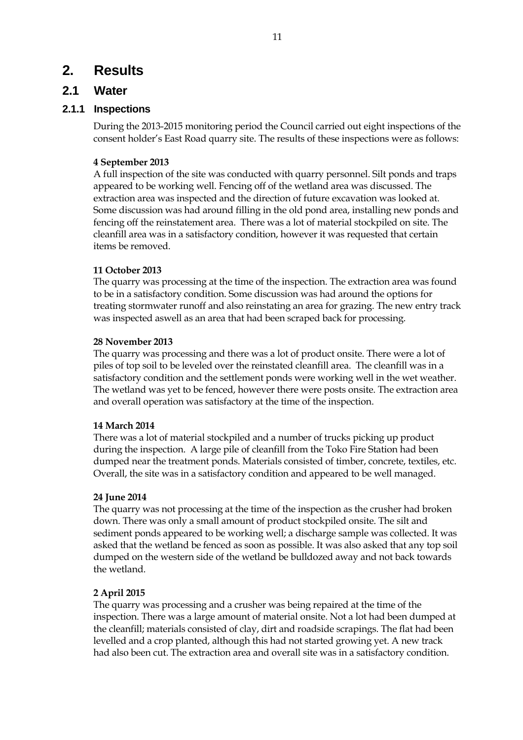# 2. Results

## 2.1 Water

### 2.1.1 Inspections

During the 2013-2015 monitoring period the Council carried out eight inspections of the consent holder's East Road quarry site. The results of these inspections were as follows:

**4 September 2013**

A full inspection of the site was conducted with quarry personnel. Silt ponds and traps appeared to be working well. Fencing off of the wetland area was discussed. The extraction area was inspected and the direction of future excavation was looked at. Some discussion was had around filling in the old pond area, installing new ponds and fencing off the reinstatement area. There was a lot of material stockpiled on site. The cleanfill area was in a satisfactory condition, however it was requested that certain items be removed.

**11 October 2013**

The quarry was processing at the time of the inspection. The extraction area was found to be in a satisfactory condition. Some discussion was had around the options for treating stormwater runoff and also reinstating an area for grazing. The new entry track was inspected aswell as an area that had been scraped back for processing.

**28 November 2013**

The quarry was processing and there was a lot of product onsite. There were a lot of piles of top soil to be leveled over the reinstated cleanfill area. The cleanfill was in a satisfactory condition and the settlement ponds were working well in the wet weather. The wetland was yet to be fenced, however there were posts onsite. The extraction area and overall operation was satisfactory at the time of the inspection.

**14 March 2014**

There was a lot of material stockpiled and a number of trucks picking up product during the inspection. A large pile of cleanfill from the Toko Fire Station had been dumped near the treatment ponds. Materials consisted of timber, concrete, textiles, etc. Overall, the site was in a satisfactory condition and appeared to be well managed.

**24 June 2014**

The quarry was not processing at the time of the inspection as the crusher had broken down. There was only a small amount of product stockpiled onsite. The silt and sediment ponds appeared to be working well; a discharge sample was collected. It was asked that the wetland be fenced as soon as possible. It was also asked that any top soil dumped on the western side of the wetland be bulldozed away and not back towards the wetland.

**2 April 2015**

The quarry was processing and a crusher was being repaired at the time of the inspection. There was a large amount of material onsite. Not a lot had been dumped at the cleanfill; materials consisted of clay, dirt and roadside scrapings. The flat had been levelled and a crop planted, although this had not started growing yet. A new track had also been cut. The extraction area and overall site was in a satisfactory condition.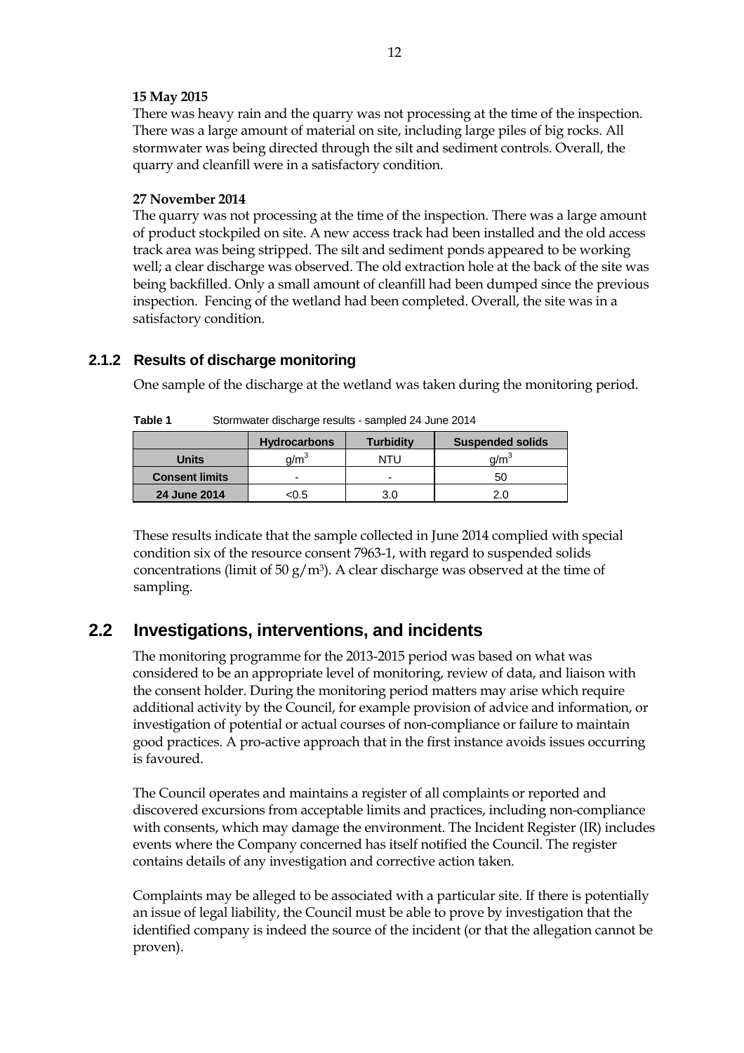**15 May 2015**

There was heavy rain and the quarry was not processing at the time of the inspection. There was a large amount of material on site, including large piles of big rocks. All stormwater was being directed through the silt and sediment controls. Overall, the quarry and cleanfill were in a satisfactory condition.

**27 November 2014**

The quarry was not processing at the time of the inspection. There was a large amount of product stockpiled on site. A new access track had been installed and the old access track area was being stripped. The silt and sediment ponds appeared to be working well; a clear discharge was observed. The old extraction hole at the back of the site was being backfilled. Only a small amount of cleanfill had been dumped since the previous inspection. Fencing of the wetland had been completed. Overall, the site was in a satisfactory condition.

### 2.1.2 Results of discharge monitoring

One sample of the discharge at the wetland was taken during the monitoring period.

**Table 1** Stormwater discharge results - sampled 24 June 2014

| | Hydrocarbons | Turbidity | Suspended solids |
|---|---|---|---|
| **Units** | $g/m^3$ | NTU | $g/m^3$ |
| **Consent limits** | - | - | 50 |
| **24 June 2014** | <0.5 | 3.0 | 2.0 |

These results indicate that the sample collected in June 2014 complied with special condition six of the resource consent 7963-1, with regard to suspended solids concentrations (limit of 50 $g/m^3$). A clear discharge was observed at the time of sampling.

## 2.2 Investigations, interventions, and incidents

The monitoring programme for the 2013-2015 period was based on what was considered to be an appropriate level of monitoring, review of data, and liaison with the consent holder. During the monitoring period matters may arise which require additional activity by the Council, for example provision of advice and information, or investigation of potential or actual courses of non-compliance or failure to maintain good practices. A pro-active approach that in the first instance avoids issues occurring is favoured.

The Council operates and maintains a register of all complaints or reported and discovered excursions from acceptable limits and practices, including non-compliance with consents, which may damage the environment. The Incident Register (IR) includes events where the Company concerned has itself notified the Council. The register contains details of any investigation and corrective action taken.

Complaints may be alleged to be associated with a particular site. If there is potentially an issue of legal liability, the Council must be able to prove by investigation that the identified company is indeed the source of the incident (or that the allegation cannot be proven).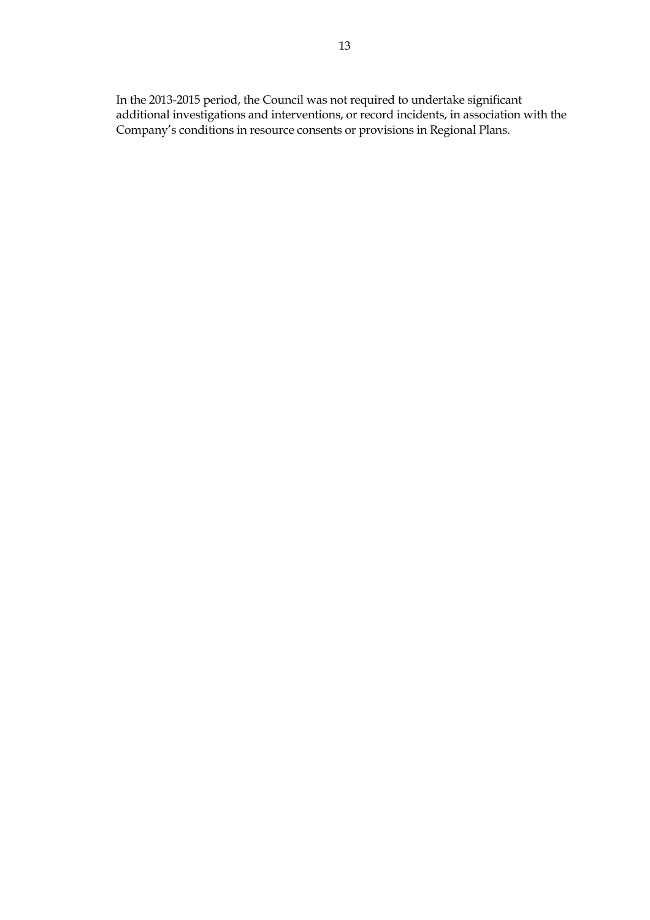In the 2013-2015 period, the Council was not required to undertake significant additional investigations and interventions, or record incidents, in association with the Company's conditions in resource consents or provisions in Regional Plans.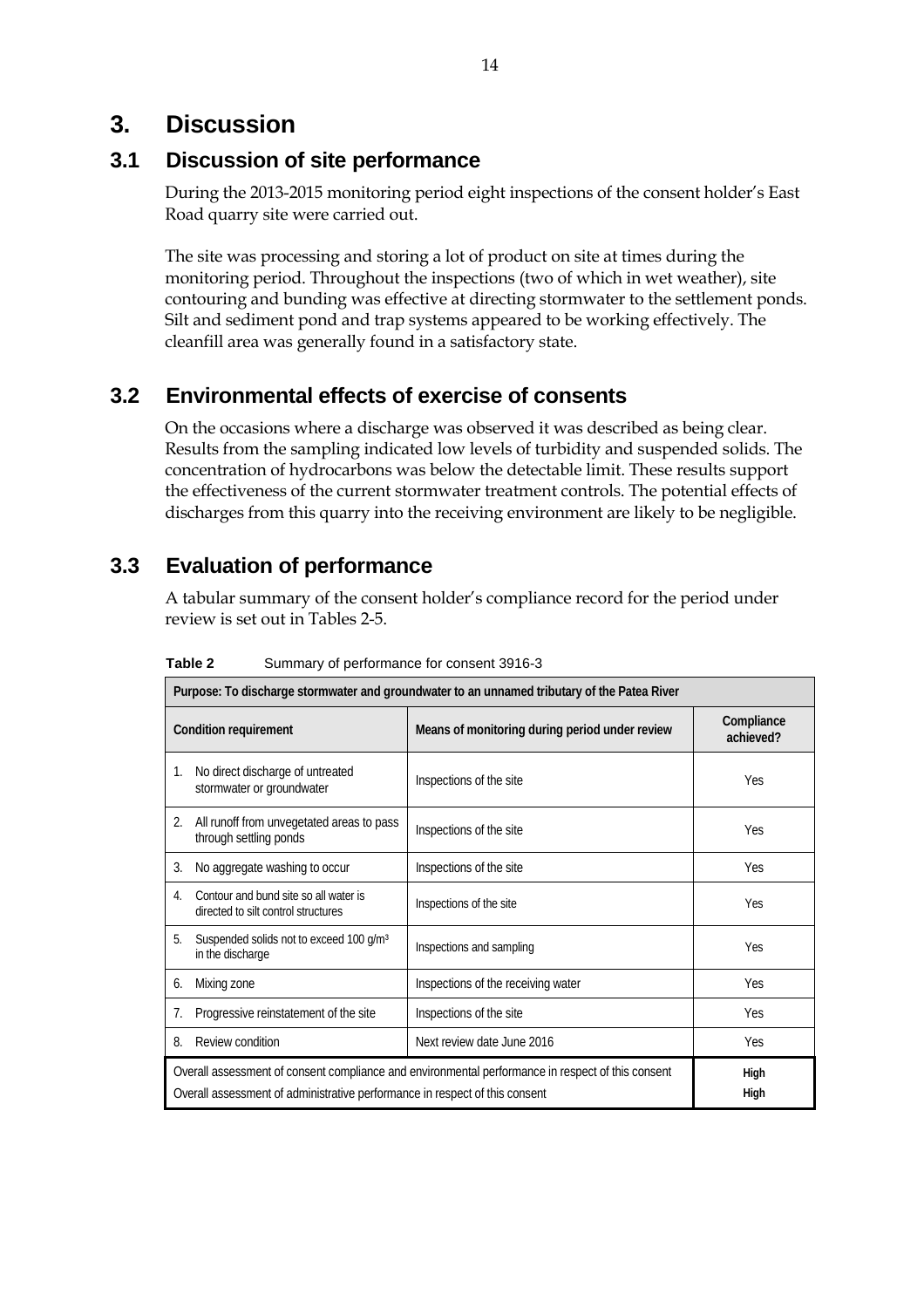# 3. Discussion

## 3.1 Discussion of site performance

During the 2013-2015 monitoring period eight inspections of the consent holder's East Road quarry site were carried out.

The site was processing and storing a lot of product on site at times during the monitoring period. Throughout the inspections (two of which in wet weather), site contouring and bunding was effective at directing stormwater to the settlement ponds. Silt and sediment pond and trap systems appeared to be working effectively. The cleanfill area was generally found in a satisfactory state.

## 3.2 Environmental effects of exercise of consents

On the occasions where a discharge was observed it was described as being clear. Results from the sampling indicated low levels of turbidity and suspended solids. The concentration of hydrocarbons was below the detectable limit. These results support the effectiveness of the current stormwater treatment controls. The potential effects of discharges from this quarry into the receiving environment are likely to be negligible.

## 3.3 Evaluation of performance

A tabular summary of the consent holder's compliance record for the period under review is set out in Tables 2-5.

**Table 2** Summary of performance for consent 3916-3

| Purpose: To discharge stormwater and groundwater to an unnamed tributary of the Patea River | | |
|---|---|---|
| **Condition requirement** | **Means of monitoring during period under review** | **Compliance achieved?** |
| 1. No direct discharge of untreated stormwater or groundwater | Inspections of the site | Yes |
| 2. All runoff from unvegetated areas to pass through settling ponds | Inspections of the site | Yes |
| 3. No aggregate washing to occur | Inspections of the site | Yes |
| 4. Contour and bund site so all water is directed to silt control structures | Inspections of the site | Yes |
| 5. Suspended solids not to exceed 100 g/m³ in the discharge | Inspections and sampling | Yes |
| 6. Mixing zone | Inspections of the receiving water | Yes |
| 7. Progressive reinstatement of the site | Inspections of the site | Yes |
| 8. Review condition | Next review date June 2016 | Yes |
| Overall assessment of consent compliance and environmental performance in respect of this consent | | **High** |
| Overall assessment of administrative performance in respect of this consent | | **High** |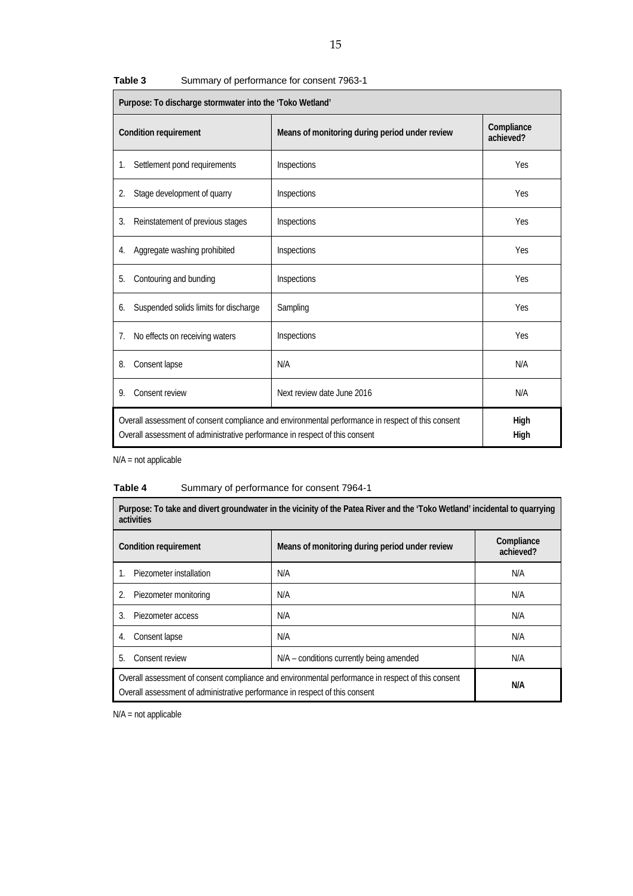**Table 3** Summary of performance for consent 7963-1

| Purpose: To discharge stormwater into the 'Toko Wetland' | | |
|---|---|---|
| **Condition requirement** | **Means of monitoring during period under review** | **Compliance achieved?** |
| 1. Settlement pond requirements | Inspections | Yes |
| 2. Stage development of quarry | Inspections | Yes |
| 3. Reinstatement of previous stages | Inspections | Yes |
| 4. Aggregate washing prohibited | Inspections | Yes |
| 5. Contouring and bunding | Inspections | Yes |
| 6. Suspended solids limits for discharge | Sampling | Yes |
| 7. No effects on receiving waters | Inspections | Yes |
| 8. Consent lapse | N/A | N/A |
| 9. Consent review | Next review date June 2016 | N/A |
| Overall assessment of consent compliance and environmental performance in respect of this consent | | **High** |
| Overall assessment of administrative performance in respect of this consent | | **High** |

N/A = not applicable

**Table 4** Summary of performance for consent 7964-1

| Purpose: To take and divert groundwater in the vicinity of the Patea River and the 'Toko Wetland' incidental to quarrying activities | | |
|---|---|---|
| **Condition requirement** | **Means of monitoring during period under review** | **Compliance achieved?** |
| 1. Piezometer installation | N/A | N/A |
| 2. Piezometer monitoring | N/A | N/A |
| 3. Piezometer access | N/A | N/A |
| 4. Consent lapse | N/A | N/A |
| 5. Consent review | N/A – conditions currently being amended | N/A |
| Overall assessment of consent compliance and environmental performance in respect of this consent<br>Overall assessment of administrative performance in respect of this consent | | **N/A** |

N/A = not applicable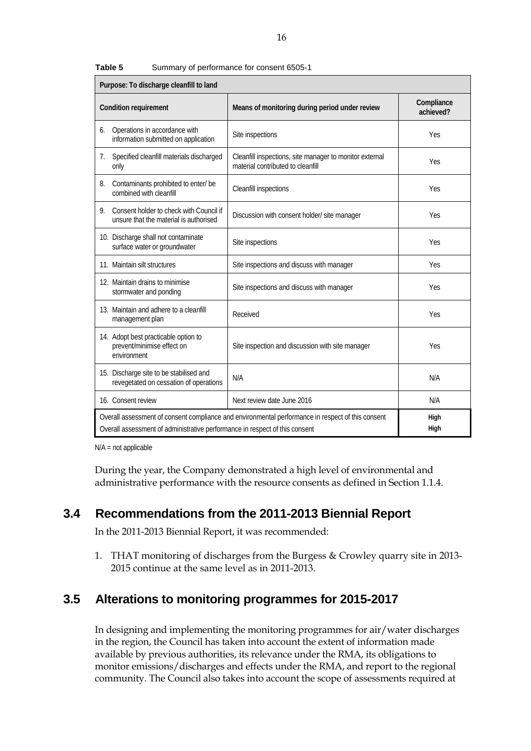**Table 5** Summary of performance for consent 6505-1

| Purpose: To discharge cleanfill to land | | |
|---|---|---|
| **Condition requirement** | **Means of monitoring during period under review** | **Compliance achieved?** |
| 6. Operations in accordance with information submitted on application | Site inspections | Yes |
| 7. Specified cleanfill materials discharged only | Cleanfill inspections, site manager to monitor external material contributed to cleanfill | Yes |
| 8. Contaminants prohibited to enter/ be combined with cleanfill | Cleanfill inspections | Yes |
| 9. Consent holder to check with Council if unsure that the material is authorised | Discussion with consent holder/ site manager | Yes |
| 10. Discharge shall not contaminate surface water or groundwater | Site inspections | Yes |
| 11. Maintain silt structures | Site inspections and discuss with manager | Yes |
| 12. Maintain drains to minimise stormwater and ponding | Site inspections and discuss with manager | Yes |
| 13. Maintain and adhere to a cleanfill management plan | Received | Yes |
| 14. Adopt best practicable option to prevent/minimise effect on environment | Site inspection and discussion with site manager | Yes |
| 15. Discharge site to be stabilised and revegetated on cessation of operations | N/A | N/A |
| 16. Consent review | Next review date June 2016 | N/A |
| Overall assessment of consent compliance and environmental performance in respect of this consent | | **High** |
| Overall assessment of administrative performance in respect of this consent | | **High** |

N/A = not applicable

During the year, the Company demonstrated a high level of environmental and administrative performance with the resource consents as defined in Section 1.1.4.

## 3.4 Recommendations from the 2011-2013 Biennial Report

In the 2011-2013 Biennial Report, it was recommended:

1. THAT monitoring of discharges from the Burgess & Crowley quarry site in 2013-2015 continue at the same level as in 2011-2013.

## 3.5 Alterations to monitoring programmes for 2015-2017

In designing and implementing the monitoring programmes for air/water discharges in the region, the Council has taken into account the extent of information made available by previous authorities, its relevance under the RMA, its obligations to monitor emissions/discharges and effects under the RMA, and report to the regional community. The Council also takes into account the scope of assessments required at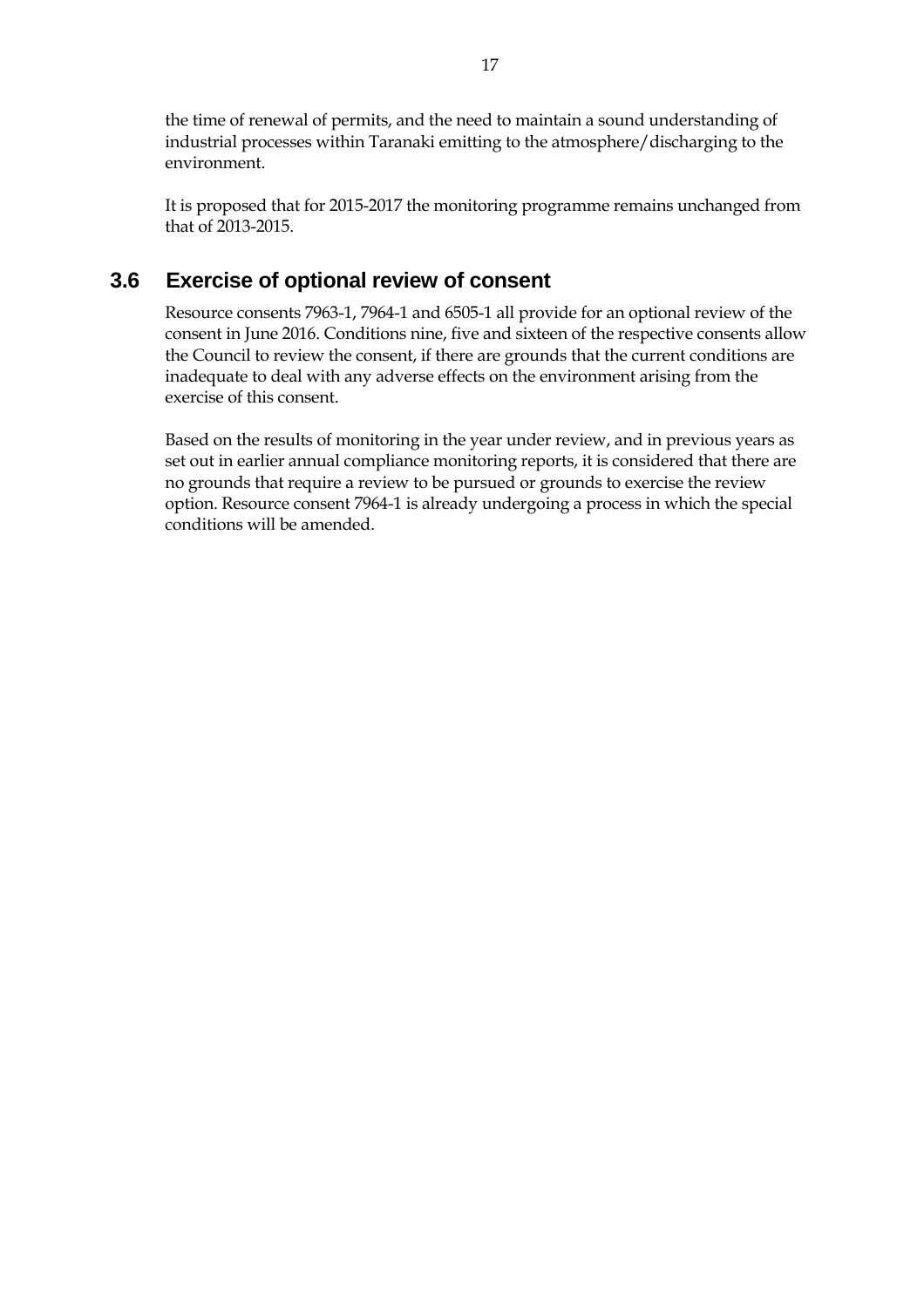the time of renewal of permits, and the need to maintain a sound understanding of industrial processes within Taranaki emitting to the atmosphere/discharging to the environment.

It is proposed that for 2015-2017 the monitoring programme remains unchanged from that of 2013-2015.

## 3.6 Exercise of optional review of consent

Resource consents 7963-1, 7964-1 and 6505-1 all provide for an optional review of the consent in June 2016. Conditions nine, five and sixteen of the respective consents allow the Council to review the consent, if there are grounds that the current conditions are inadequate to deal with any adverse effects on the environment arising from the exercise of this consent.

Based on the results of monitoring in the year under review, and in previous years as set out in earlier annual compliance monitoring reports, it is considered that there are no grounds that require a review to be pursued or grounds to exercise the review option. Resource consent 7964-1 is already undergoing a process in which the special conditions will be amended.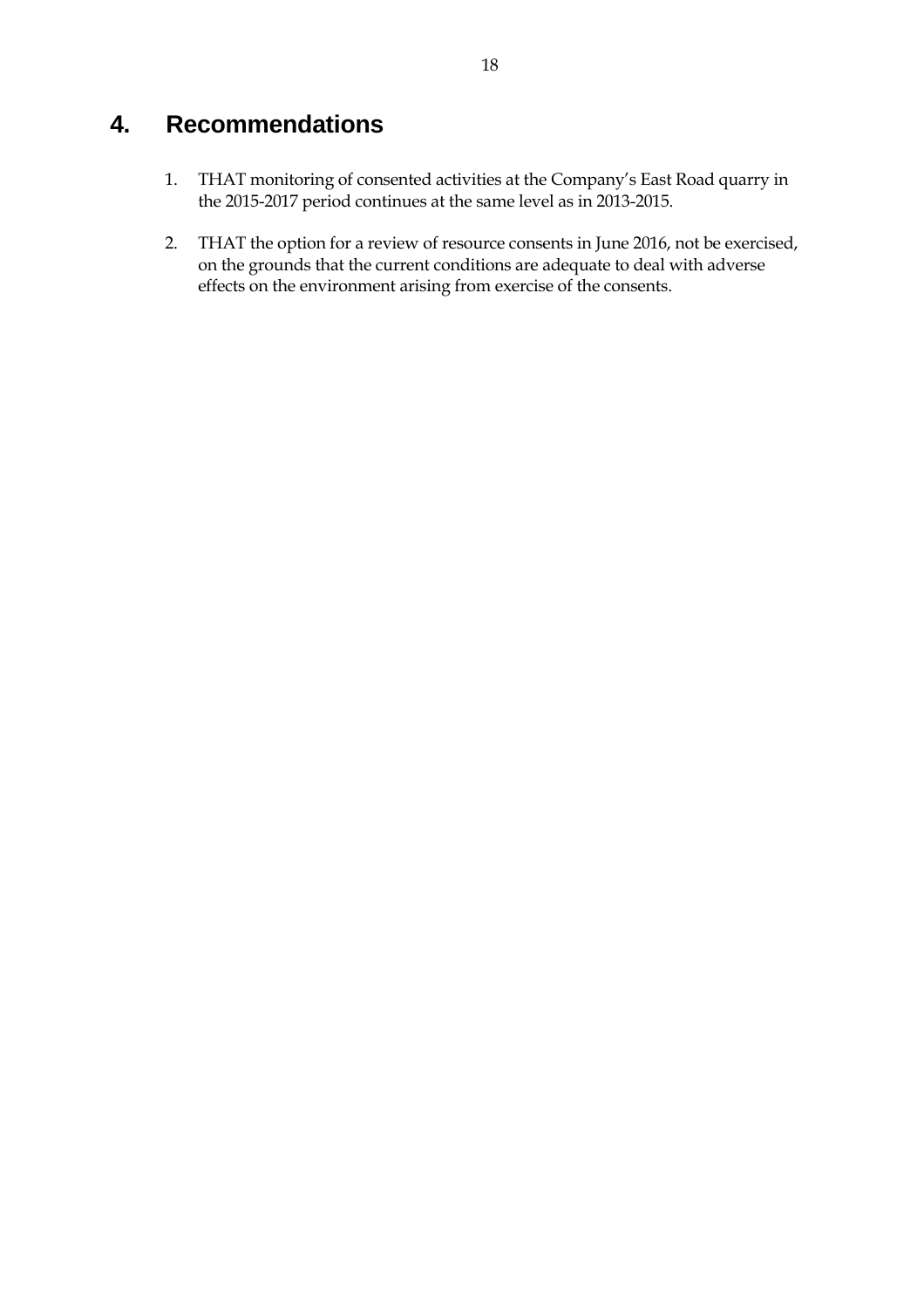# 4. Recommendations

1. THAT monitoring of consented activities at the Company's East Road quarry in the 2015-2017 period continues at the same level as in 2013-2015.

2. THAT the option for a review of resource consents in June 2016, not be exercised, on the grounds that the current conditions are adequate to deal with adverse effects on the environment arising from exercise of the consents.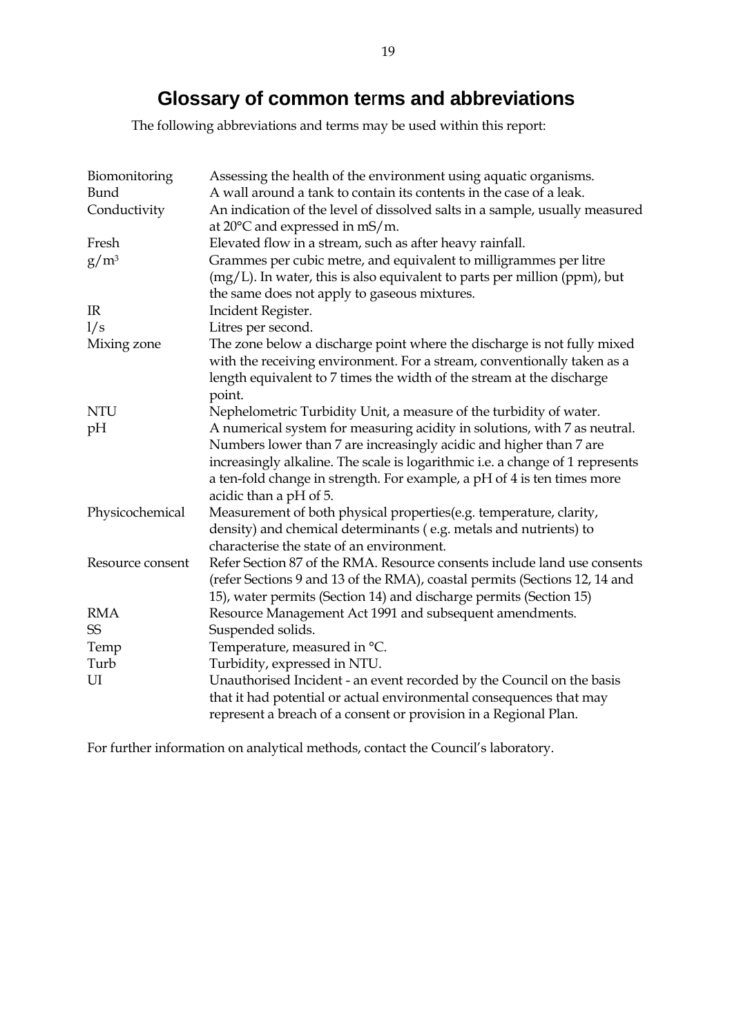# Glossary of common terms and abbreviations

The following abbreviations and terms may be used within this report:

| | |
|---|---|
| Biomonitoring | Assessing the health of the environment using aquatic organisms. |
| Bund | A wall around a tank to contain its contents in the case of a leak. |
| Conductivity | An indication of the level of dissolved salts in a sample, usually measured at 20°C and expressed in mS/m. |
| Fresh | Elevated flow in a stream, such as after heavy rainfall. |
| $g/m^3$ | Grammes per cubic metre, and equivalent to milligrammes per litre (mg/L). In water, this is also equivalent to parts per million (ppm), but the same does not apply to gaseous mixtures. |
| IR | Incident Register. |
| l/s | Litres per second. |
| Mixing zone | The zone below a discharge point where the discharge is not fully mixed with the receiving environment. For a stream, conventionally taken as a length equivalent to 7 times the width of the stream at the discharge point. |
| NTU | Nephelometric Turbidity Unit, a measure of the turbidity of water. |
| pH | A numerical system for measuring acidity in solutions, with 7 as neutral. Numbers lower than 7 are increasingly acidic and higher than 7 are increasingly alkaline. The scale is logarithmic i.e. a change of 1 represents a ten-fold change in strength. For example, a pH of 4 is ten times more acidic than a pH of 5. |
| Physicochemical | Measurement of both physical properties(e.g. temperature, clarity, density) and chemical determinants ( e.g. metals and nutrients) to characterise the state of an environment. |
| Resource consent | Refer Section 87 of the RMA. Resource consents include land use consents (refer Sections 9 and 13 of the RMA), coastal permits (Sections 12, 14 and 15), water permits (Section 14) and discharge permits (Section 15) |
| RMA | Resource Management Act 1991 and subsequent amendments. |
| SS | Suspended solids. |
| Temp | Temperature, measured in °C. |
| Turb | Turbidity, expressed in NTU. |
| UI | Unauthorised Incident - an event recorded by the Council on the basis that it had potential or actual environmental consequences that may represent a breach of a consent or provision in a Regional Plan. |

For further information on analytical methods, contact the Council's laboratory.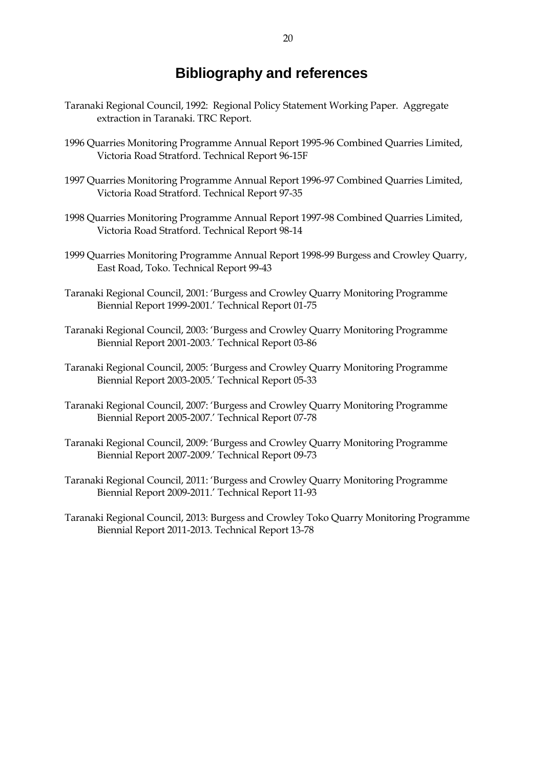# Bibliography and references

Taranaki Regional Council, 1992: Regional Policy Statement Working Paper. Aggregate extraction in Taranaki. TRC Report.

1996 Quarries Monitoring Programme Annual Report 1995-96 Combined Quarries Limited, Victoria Road Stratford. Technical Report 96-15F

1997 Quarries Monitoring Programme Annual Report 1996-97 Combined Quarries Limited, Victoria Road Stratford. Technical Report 97-35

1998 Quarries Monitoring Programme Annual Report 1997-98 Combined Quarries Limited, Victoria Road Stratford. Technical Report 98-14

1999 Quarries Monitoring Programme Annual Report 1998-99 Burgess and Crowley Quarry, East Road, Toko. Technical Report 99-43

Taranaki Regional Council, 2001: 'Burgess and Crowley Quarry Monitoring Programme Biennial Report 1999-2001.' Technical Report 01-75

Taranaki Regional Council, 2003: 'Burgess and Crowley Quarry Monitoring Programme Biennial Report 2001-2003.' Technical Report 03-86

Taranaki Regional Council, 2005: 'Burgess and Crowley Quarry Monitoring Programme Biennial Report 2003-2005.' Technical Report 05-33

Taranaki Regional Council, 2007: 'Burgess and Crowley Quarry Monitoring Programme Biennial Report 2005-2007.' Technical Report 07-78

Taranaki Regional Council, 2009: 'Burgess and Crowley Quarry Monitoring Programme Biennial Report 2007-2009.' Technical Report 09-73

Taranaki Regional Council, 2011: 'Burgess and Crowley Quarry Monitoring Programme Biennial Report 2009-2011.' Technical Report 11-93

Taranaki Regional Council, 2013: Burgess and Crowley Toko Quarry Monitoring Programme Biennial Report 2011-2013. Technical Report 13-78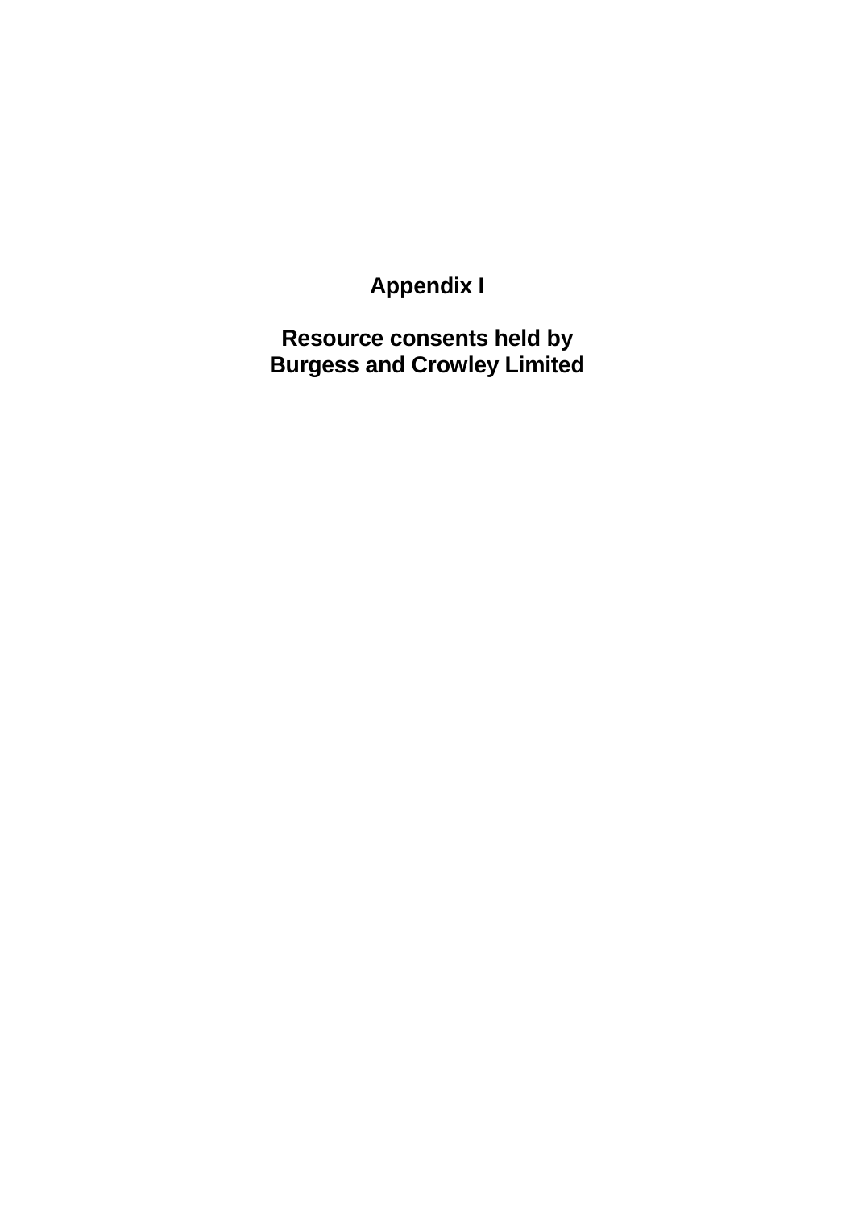# Appendix I

# Resource consents held by Burgess and Crowley Limited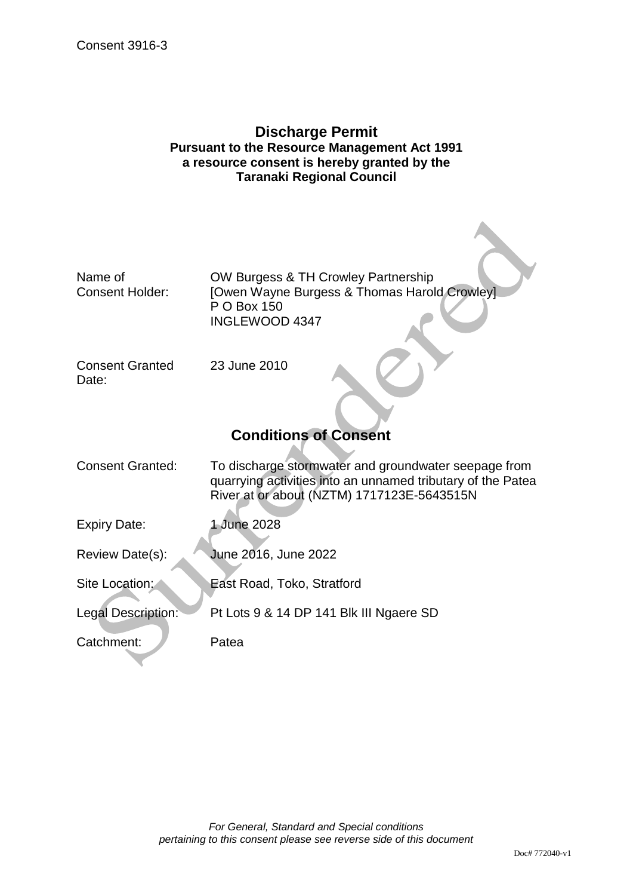Consent 3916-3

# Discharge Permit

**Pursuant to the Resource Management Act 1991**
**a resource consent is hereby granted by the**
**Taranaki Regional Council**

Surrendered

| | |
|---|---|
| Name of Consent Holder: | OW Burgess & TH Crowley Partnership<br>[Owen Wayne Burgess & Thomas Harold Crowley]<br>P O Box 150<br>INGLEWOOD 4347 |
| Consent Granted Date: | 23 June 2010 |

## Conditions of Consent

| | |
|---|---|
| Consent Granted: | To discharge stormwater and groundwater seepage from quarrying activities into an unnamed tributary of the Patea River at or about (NZTM) 1717123E-5643515N |
| Expiry Date: | 1 June 2028 |
| Review Date(s): | June 2016, June 2022 |
| Site Location: | East Road, Toko, Stratford |
| Legal Description: | Pt Lots 9 & 14 DP 141 Blk III Ngaere SD |
| Catchment: | Patea |

*For General, Standard and Special conditions pertaining to this consent please see reverse side of this document*

Doc# 772040-v1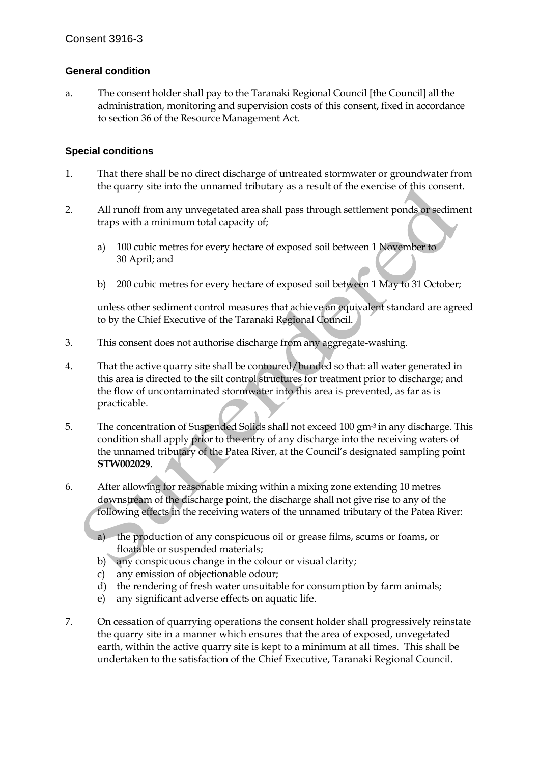Consent 3916-3

## General condition

a. The consent holder shall pay to the Taranaki Regional Council [the Council] all the administration, monitoring and supervision costs of this consent, fixed in accordance to section 36 of the Resource Management Act.

## Special conditions

1. That there shall be no direct discharge of untreated stormwater or groundwater from the quarry site into the unnamed tributary as a result of the exercise of this consent.

2. All runoff from any unvegetated area shall pass through settlement ponds or sediment traps with a minimum total capacity of;

   a) 100 cubic metres for every hectare of exposed soil between 1 November to 30 April; and

   b) 200 cubic metres for every hectare of exposed soil between 1 May to 31 October;

   unless other sediment control measures that achieve an equivalent standard are agreed to by the Chief Executive of the Taranaki Regional Council.

3. This consent does not authorise discharge from any aggregate-washing.

4. That the active quarry site shall be contoured/bunded so that: all water generated in this area is directed to the silt control structures for treatment prior to discharge; and the flow of uncontaminated stormwater into this area is prevented, as far as is practicable.

5. The concentration of Suspended Solids shall not exceed 100 $gm^{-3}$ in any discharge. This condition shall apply prior to the entry of any discharge into the receiving waters of the unnamed tributary of the Patea River, at the Council's designated sampling point **STW002029.**

6. After allowing for reasonable mixing within a mixing zone extending 10 metres downstream of the discharge point, the discharge shall not give rise to any of the following effects in the receiving waters of the unnamed tributary of the Patea River:

   a) the production of any conspicuous oil or grease films, scums or foams, or floatable or suspended materials;
   b) any conspicuous change in the colour or visual clarity;
   c) any emission of objectionable odour;
   d) the rendering of fresh water unsuitable for consumption by farm animals;
   e) any significant adverse effects on aquatic life.

7. On cessation of quarrying operations the consent holder shall progressively reinstate the quarry site in a manner which ensures that the area of exposed, unvegetated earth, within the active quarry site is kept to a minimum at all times. This shall be undertaken to the satisfaction of the Chief Executive, Taranaki Regional Council.

Surrendered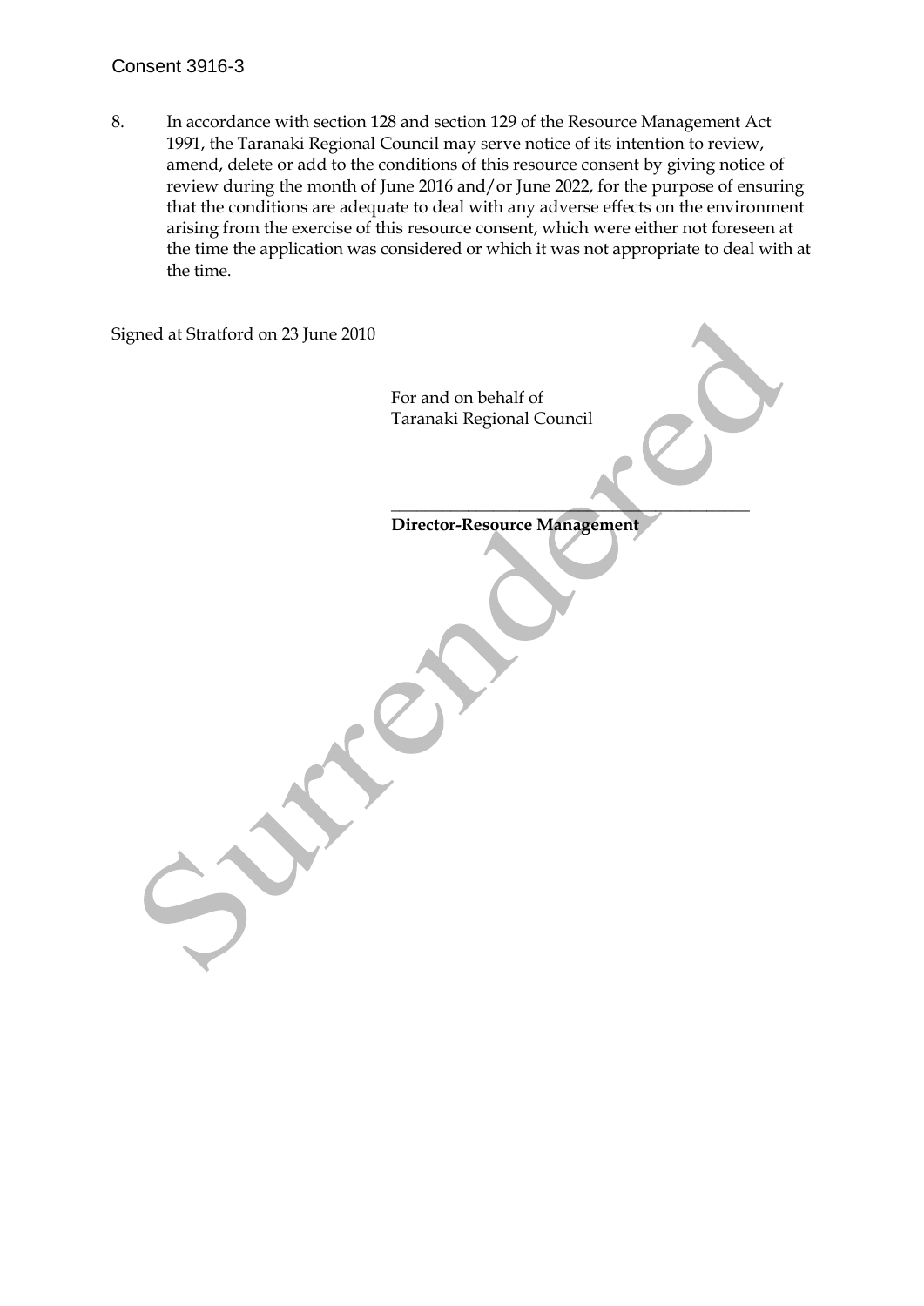Consent 3916-3

8. In accordance with section 128 and section 129 of the Resource Management Act 1991, the Taranaki Regional Council may serve notice of its intention to review, amend, delete or add to the conditions of this resource consent by giving notice of review during the month of June 2016 and/or June 2022, for the purpose of ensuring that the conditions are adequate to deal with any adverse effects on the environment arising from the exercise of this resource consent, which were either not foreseen at the time the application was considered or which it was not appropriate to deal with at the time.

Signed at Stratford on 23 June 2010

For and on behalf of
Taranaki Regional Council

\_\_\_\_\_\_\_\_\_\_\_\_\_\_\_\_\_\_\_\_\_\_\_\_\_\_\_\_\_\_\_\_\_\_\_\_\_\_\_\_\_\_\_\_

**Director-Resource Management**

Surrendered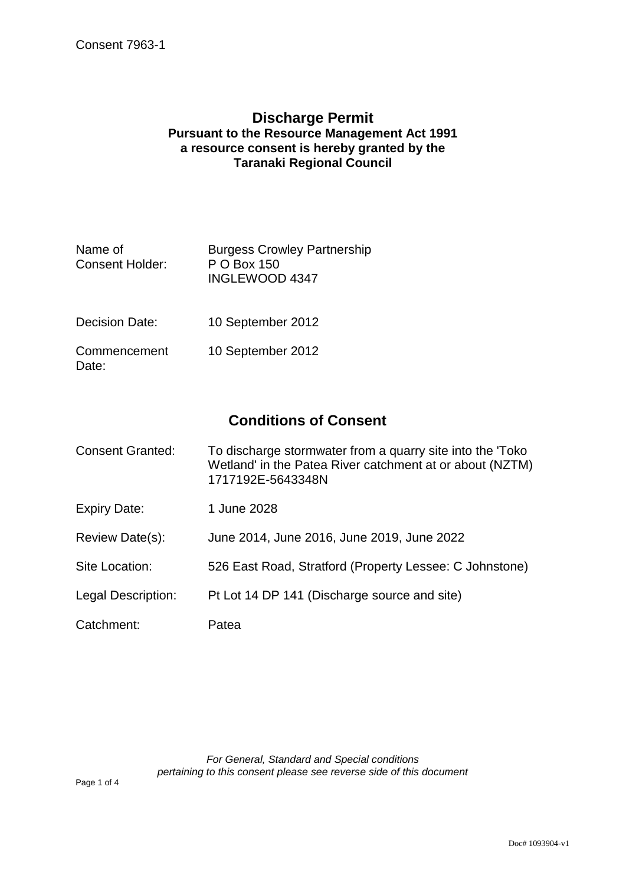Consent 7963-1

# Discharge Permit

**Pursuant to the Resource Management Act 1991**
**a resource consent is hereby granted by the**
**Taranaki Regional Council**

| | |
|---|---|
| Name of Consent Holder: | Burgess Crowley Partnership<br>P O Box 150<br>INGLEWOOD 4347 |
| Decision Date: | 10 September 2012 |
| Commencement Date: | 10 September 2012 |

## Conditions of Consent

| | |
|---|---|
| Consent Granted: | To discharge stormwater from a quarry site into the 'Toko Wetland' in the Patea River catchment at or about (NZTM) 1717192E-5643348N |
| Expiry Date: | 1 June 2028 |
| Review Date(s): | June 2014, June 2016, June 2019, June 2022 |
| Site Location: | 526 East Road, Stratford (Property Lessee: C Johnstone) |
| Legal Description: | Pt Lot 14 DP 141 (Discharge source and site) |
| Catchment: | Patea |

*For General, Standard and Special conditions pertaining to this consent please see reverse side of this document*

Doc# 1093904-v1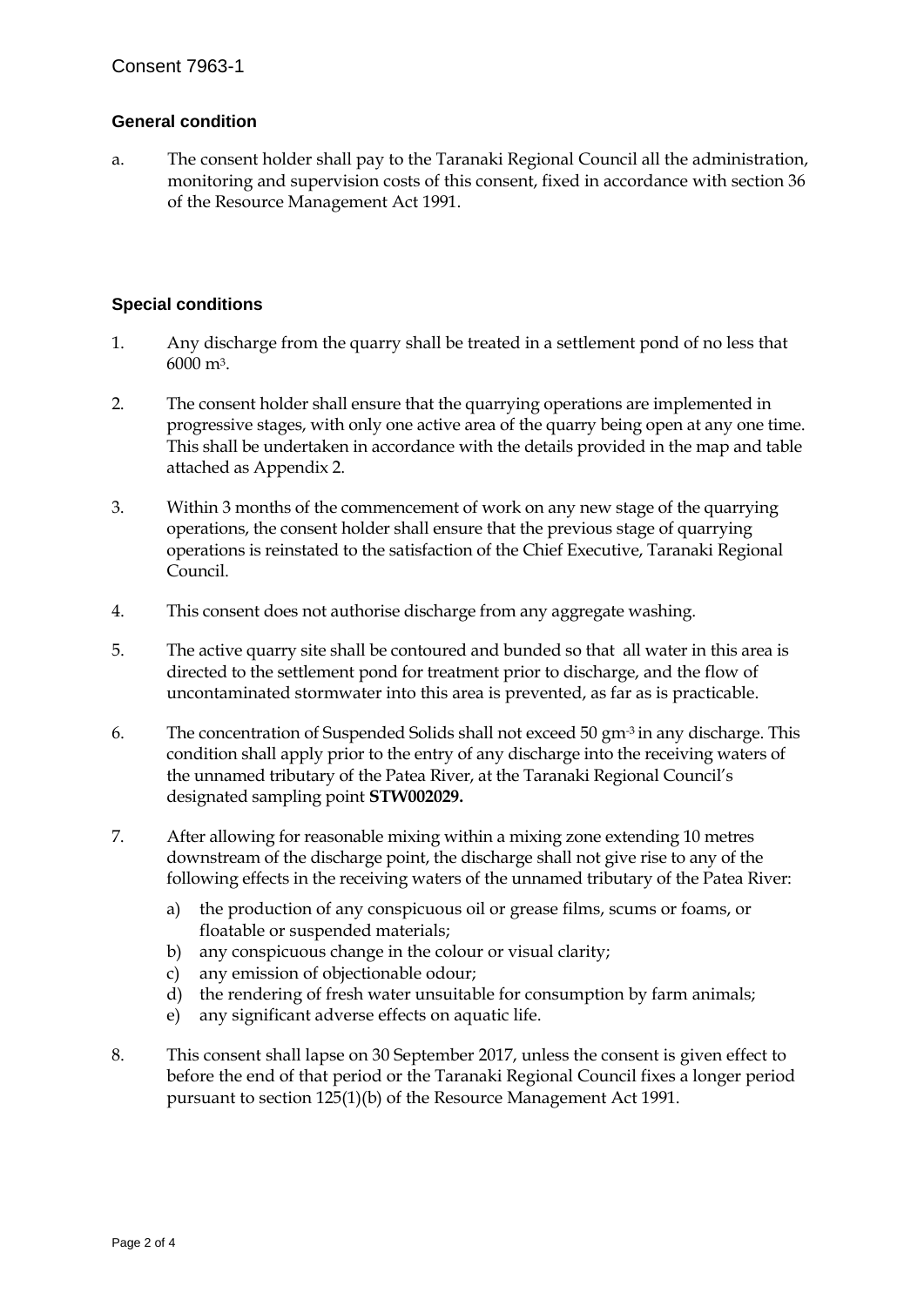Consent 7963-1

## General condition

a. The consent holder shall pay to the Taranaki Regional Council all the administration, monitoring and supervision costs of this consent, fixed in accordance with section 36 of the Resource Management Act 1991.

## Special conditions

1. Any discharge from the quarry shall be treated in a settlement pond of no less that 6000 $m^3$.

2. The consent holder shall ensure that the quarrying operations are implemented in progressive stages, with only one active area of the quarry being open at any one time. This shall be undertaken in accordance with the details provided in the map and table attached as Appendix 2.

3. Within 3 months of the commencement of work on any new stage of the quarrying operations, the consent holder shall ensure that the previous stage of quarrying operations is reinstated to the satisfaction of the Chief Executive, Taranaki Regional Council.

4. This consent does not authorise discharge from any aggregate washing.

5. The active quarry site shall be contoured and bunded so that all water in this area is directed to the settlement pond for treatment prior to discharge, and the flow of uncontaminated stormwater into this area is prevented, as far as is practicable.

6. The concentration of Suspended Solids shall not exceed 50 $gm^{-3}$ in any discharge. This condition shall apply prior to the entry of any discharge into the receiving waters of the unnamed tributary of the Patea River, at the Taranaki Regional Council's designated sampling point **STW002029.**

7. After allowing for reasonable mixing within a mixing zone extending 10 metres downstream of the discharge point, the discharge shall not give rise to any of the following effects in the receiving waters of the unnamed tributary of the Patea River:
   a) the production of any conspicuous oil or grease films, scums or foams, or floatable or suspended materials;
   b) any conspicuous change in the colour or visual clarity;
   c) any emission of objectionable odour;
   d) the rendering of fresh water unsuitable for consumption by farm animals;
   e) any significant adverse effects on aquatic life.

8. This consent shall lapse on 30 September 2017, unless the consent is given effect to before the end of that period or the Taranaki Regional Council fixes a longer period pursuant to section 125(1)(b) of the Resource Management Act 1991.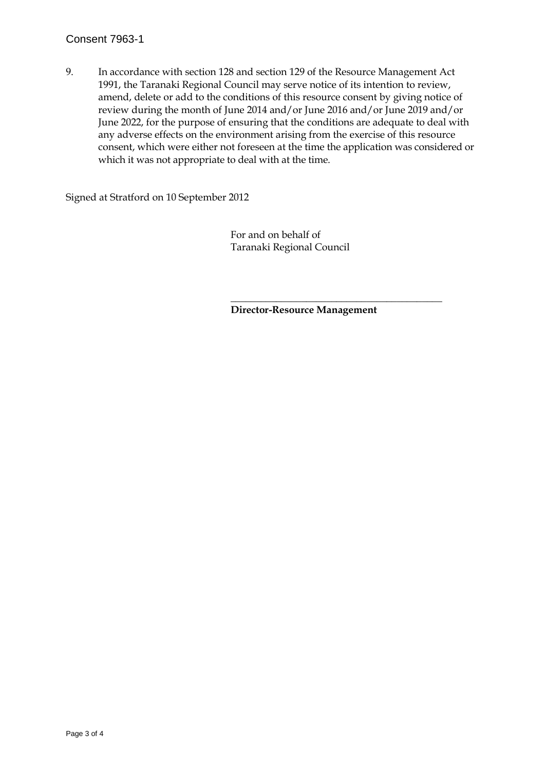9. In accordance with section 128 and section 129 of the Resource Management Act 1991, the Taranaki Regional Council may serve notice of its intention to review, amend, delete or add to the conditions of this resource consent by giving notice of review during the month of June 2014 and/or June 2016 and/or June 2019 and/or June 2022, for the purpose of ensuring that the conditions are adequate to deal with any adverse effects on the environment arising from the exercise of this resource consent, which were either not foreseen at the time the application was considered or which it was not appropriate to deal with at the time.

Signed at Stratford on 10 September 2012

For and on behalf of
Taranaki Regional Council

\_\_\_\_\_\_\_\_\_\_\_\_\_\_\_\_\_\_\_\_\_\_\_\_\_\_\_\_\_\_\_\_\_\_\_\_\_\_\_\_\_\_\_\_

**Director-Resource Management**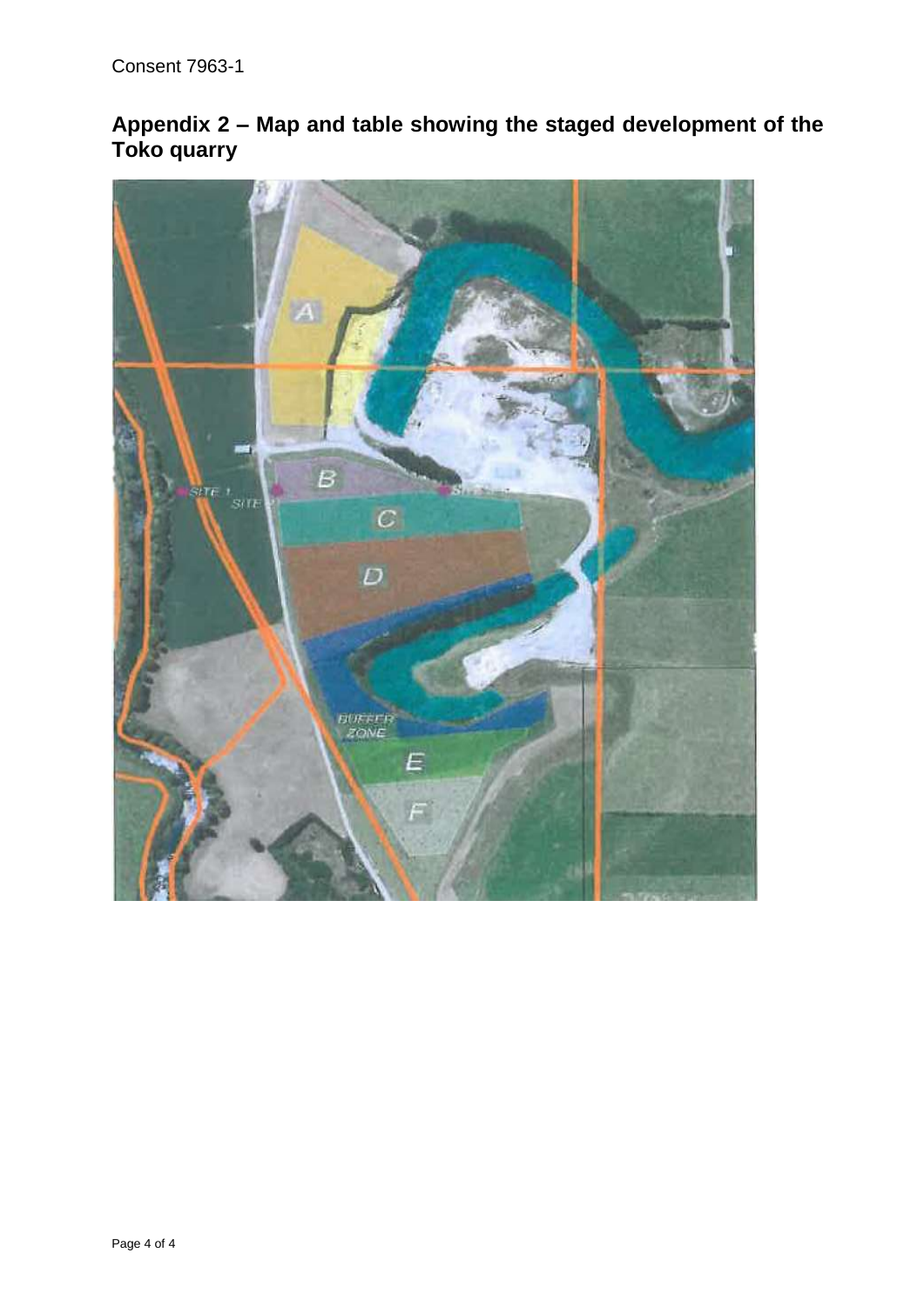Consent 7963-1

## Appendix 2 – Map and table showing the staged development of the Toko quarry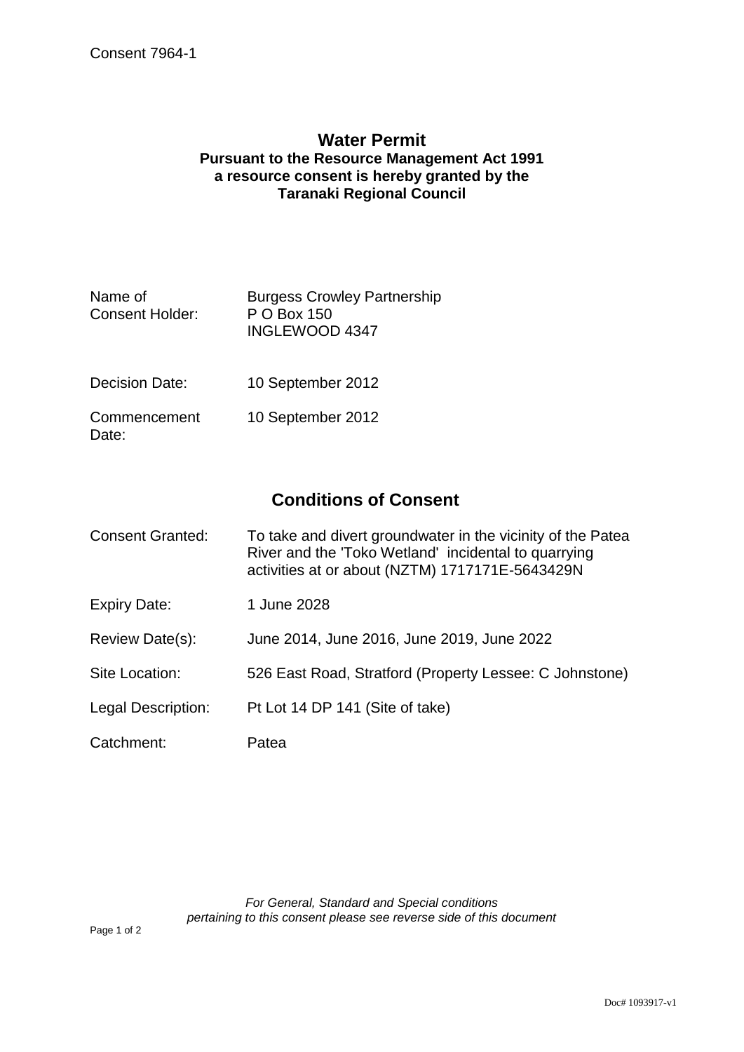Consent 7964-1

# Water Permit

**Pursuant to the Resource Management Act 1991**
**a resource consent is hereby granted by the**
**Taranaki Regional Council**

| | |
|---|---|
| Name of Consent Holder: | Burgess Crowley Partnership<br>P O Box 150<br>INGLEWOOD 4347 |
| Decision Date: | 10 September 2012 |
| Commencement Date: | 10 September 2012 |

## Conditions of Consent

| | |
|---|---|
| Consent Granted: | To take and divert groundwater in the vicinity of the Patea River and the 'Toko Wetland' incidental to quarrying activities at or about (NZTM) 1717171E-5643429N |
| Expiry Date: | 1 June 2028 |
| Review Date(s): | June 2014, June 2016, June 2019, June 2022 |
| Site Location: | 526 East Road, Stratford (Property Lessee: C Johnstone) |
| Legal Description: | Pt Lot 14 DP 141 (Site of take) |
| Catchment: | Patea |

*For General, Standard and Special conditions pertaining to this consent please see reverse side of this document*

Doc# 1093917-v1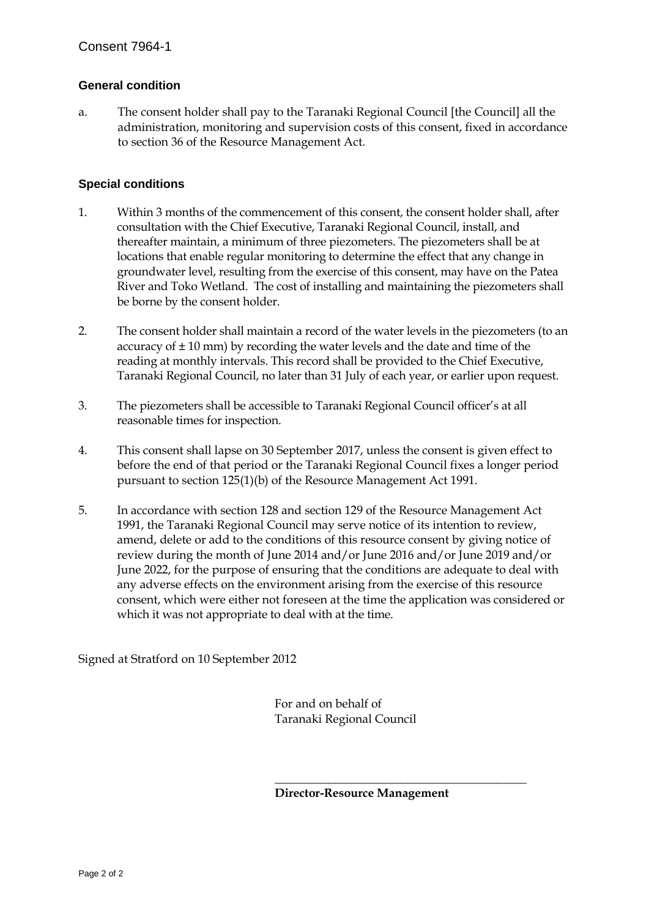Consent 7964-1

## General condition

a. The consent holder shall pay to the Taranaki Regional Council [the Council] all the administration, monitoring and supervision costs of this consent, fixed in accordance to section 36 of the Resource Management Act.

## Special conditions

1. Within 3 months of the commencement of this consent, the consent holder shall, after consultation with the Chief Executive, Taranaki Regional Council, install, and thereafter maintain, a minimum of three piezometers. The piezometers shall be at locations that enable regular monitoring to determine the effect that any change in groundwater level, resulting from the exercise of this consent, may have on the Patea River and Toko Wetland. The cost of installing and maintaining the piezometers shall be borne by the consent holder.

2. The consent holder shall maintain a record of the water levels in the piezometers (to an accuracy of ± 10 mm) by recording the water levels and the date and time of the reading at monthly intervals. This record shall be provided to the Chief Executive, Taranaki Regional Council, no later than 31 July of each year, or earlier upon request.

3. The piezometers shall be accessible to Taranaki Regional Council officer's at all reasonable times for inspection.

4. This consent shall lapse on 30 September 2017, unless the consent is given effect to before the end of that period or the Taranaki Regional Council fixes a longer period pursuant to section 125(1)(b) of the Resource Management Act 1991.

5. In accordance with section 128 and section 129 of the Resource Management Act 1991, the Taranaki Regional Council may serve notice of its intention to review, amend, delete or add to the conditions of this resource consent by giving notice of review during the month of June 2014 and/or June 2016 and/or June 2019 and/or June 2022, for the purpose of ensuring that the conditions are adequate to deal with any adverse effects on the environment arising from the exercise of this resource consent, which were either not foreseen at the time the application was considered or which it was not appropriate to deal with at the time.

Signed at Stratford on 10 September 2012

For and on behalf of
Taranaki Regional Council

\_\_\_\_\_\_\_\_\_\_\_\_\_\_\_\_\_\_\_\_\_\_\_\_\_\_\_\_\_\_\_\_\_\_\_\_\_\_\_\_\_\_\_\_

**Director-Resource Management**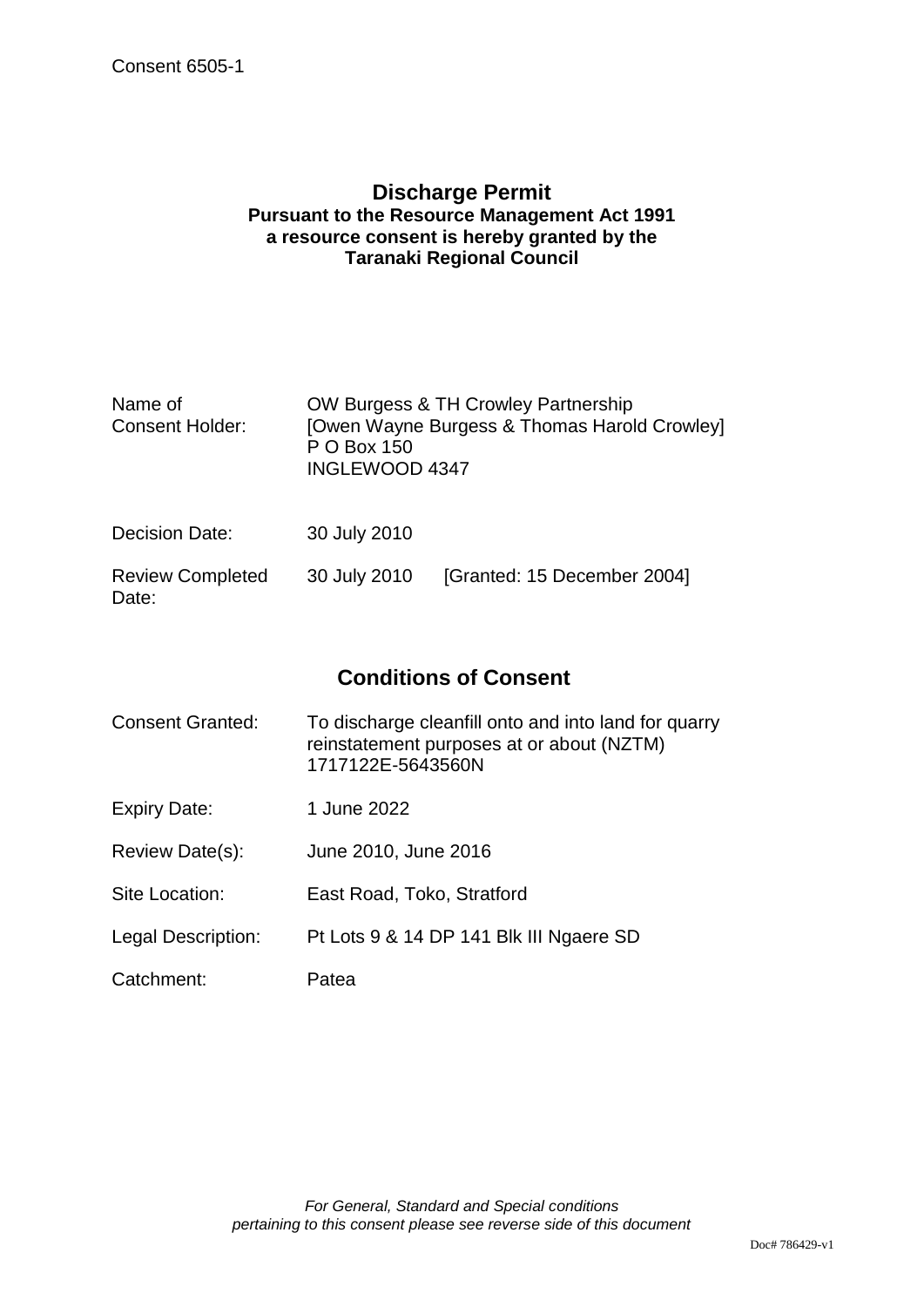Consent 6505-1

# Discharge Permit

**Pursuant to the Resource Management Act 1991**
**a resource consent is hereby granted by the**
**Taranaki Regional Council**

| | |
|---|---|
| Name of Consent Holder: | OW Burgess & TH Crowley Partnership<br>[Owen Wayne Burgess & Thomas Harold Crowley]<br>P O Box 150<br>INGLEWOOD 4347 |
| Decision Date: | 30 July 2010 |
| Review Completed Date: | 30 July 2010 [Granted: 15 December 2004] |

## Conditions of Consent

| | |
|---|---|
| Consent Granted: | To discharge cleanfill onto and into land for quarry reinstatement purposes at or about (NZTM) 1717122E-5643560N |
| Expiry Date: | 1 June 2022 |
| Review Date(s): | June 2010, June 2016 |
| Site Location: | East Road, Toko, Stratford |
| Legal Description: | Pt Lots 9 & 14 DP 141 Blk III Ngaere SD |
| Catchment: | Patea |

*For General, Standard and Special conditions pertaining to this consent please see reverse side of this document*

Doc# 786429-v1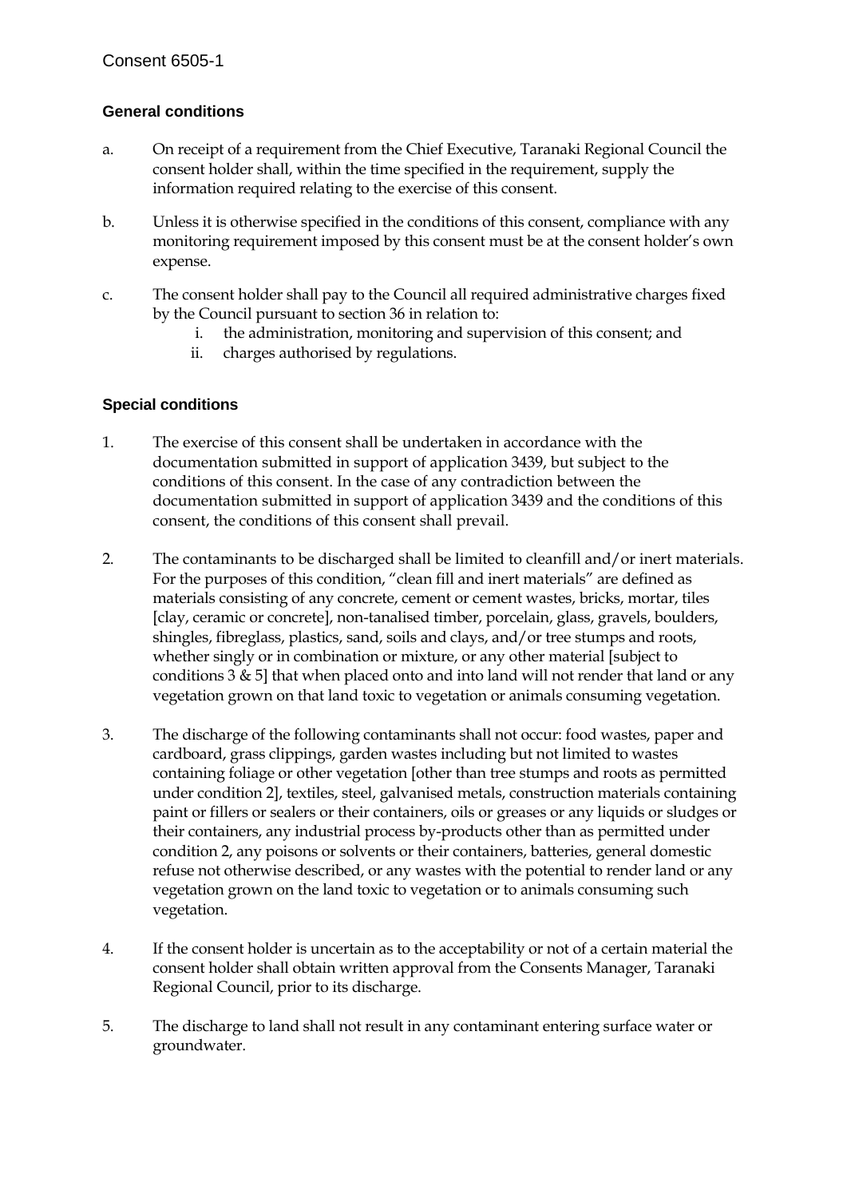Consent 6505-1

## General conditions

a. On receipt of a requirement from the Chief Executive, Taranaki Regional Council the consent holder shall, within the time specified in the requirement, supply the information required relating to the exercise of this consent.

b. Unless it is otherwise specified in the conditions of this consent, compliance with any monitoring requirement imposed by this consent must be at the consent holder's own expense.

c. The consent holder shall pay to the Council all required administrative charges fixed by the Council pursuant to section 36 in relation to:
   i. the administration, monitoring and supervision of this consent; and
   ii. charges authorised by regulations.

## Special conditions

1. The exercise of this consent shall be undertaken in accordance with the documentation submitted in support of application 3439, but subject to the conditions of this consent. In the case of any contradiction between the documentation submitted in support of application 3439 and the conditions of this consent, the conditions of this consent shall prevail.

2. The contaminants to be discharged shall be limited to cleanfill and/or inert materials. For the purposes of this condition, "clean fill and inert materials" are defined as materials consisting of any concrete, cement or cement wastes, bricks, mortar, tiles [clay, ceramic or concrete], non-tanalised timber, porcelain, glass, gravels, boulders, shingles, fibreglass, plastics, sand, soils and clays, and/or tree stumps and roots, whether singly or in combination or mixture, or any other material [subject to conditions 3 & 5] that when placed onto and into land will not render that land or any vegetation grown on that land toxic to vegetation or animals consuming vegetation.

3. The discharge of the following contaminants shall not occur: food wastes, paper and cardboard, grass clippings, garden wastes including but not limited to wastes containing foliage or other vegetation [other than tree stumps and roots as permitted under condition 2], textiles, steel, galvanised metals, construction materials containing paint or fillers or sealers or their containers, oils or greases or any liquids or sludges or their containers, any industrial process by-products other than as permitted under condition 2, any poisons or solvents or their containers, batteries, general domestic refuse not otherwise described, or any wastes with the potential to render land or any vegetation grown on the land toxic to vegetation or to animals consuming such vegetation.

4. If the consent holder is uncertain as to the acceptability or not of a certain material the consent holder shall obtain written approval from the Consents Manager, Taranaki Regional Council, prior to its discharge.

5. The discharge to land shall not result in any contaminant entering surface water or groundwater.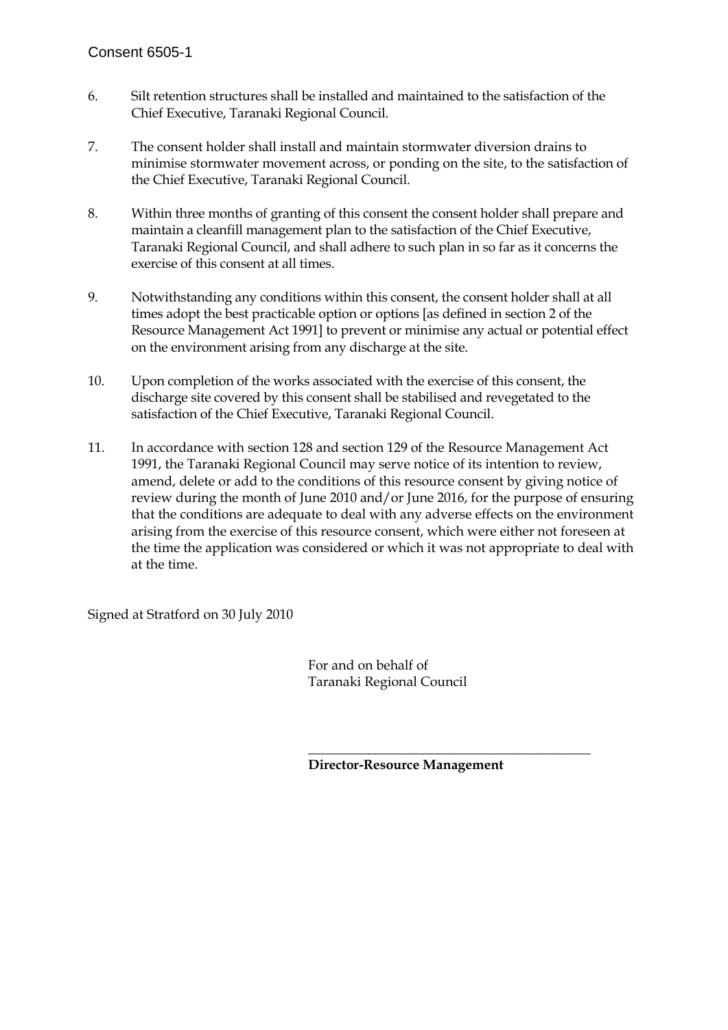6. Silt retention structures shall be installed and maintained to the satisfaction of the Chief Executive, Taranaki Regional Council.

7. The consent holder shall install and maintain stormwater diversion drains to minimise stormwater movement across, or ponding on the site, to the satisfaction of the Chief Executive, Taranaki Regional Council.

8. Within three months of granting of this consent the consent holder shall prepare and maintain a cleanfill management plan to the satisfaction of the Chief Executive, Taranaki Regional Council, and shall adhere to such plan in so far as it concerns the exercise of this consent at all times.

9. Notwithstanding any conditions within this consent, the consent holder shall at all times adopt the best practicable option or options [as defined in section 2 of the Resource Management Act 1991] to prevent or minimise any actual or potential effect on the environment arising from any discharge at the site.

10. Upon completion of the works associated with the exercise of this consent, the discharge site covered by this consent shall be stabilised and revegetated to the satisfaction of the Chief Executive, Taranaki Regional Council.

11. In accordance with section 128 and section 129 of the Resource Management Act 1991, the Taranaki Regional Council may serve notice of its intention to review, amend, delete or add to the conditions of this resource consent by giving notice of review during the month of June 2010 and/or June 2016, for the purpose of ensuring that the conditions are adequate to deal with any adverse effects on the environment arising from the exercise of this resource consent, which were either not foreseen at the time the application was considered or which it was not appropriate to deal with at the time.

Signed at Stratford on 30 July 2010

For and on behalf of
Taranaki Regional Council

\_\_\_\_\_\_\_\_\_\_\_\_\_\_\_\_\_\_\_\_\_\_\_\_\_\_\_\_\_\_\_\_\_\_\_\_\_\_\_\_\_\_\_\_

**Director-Resource Management**